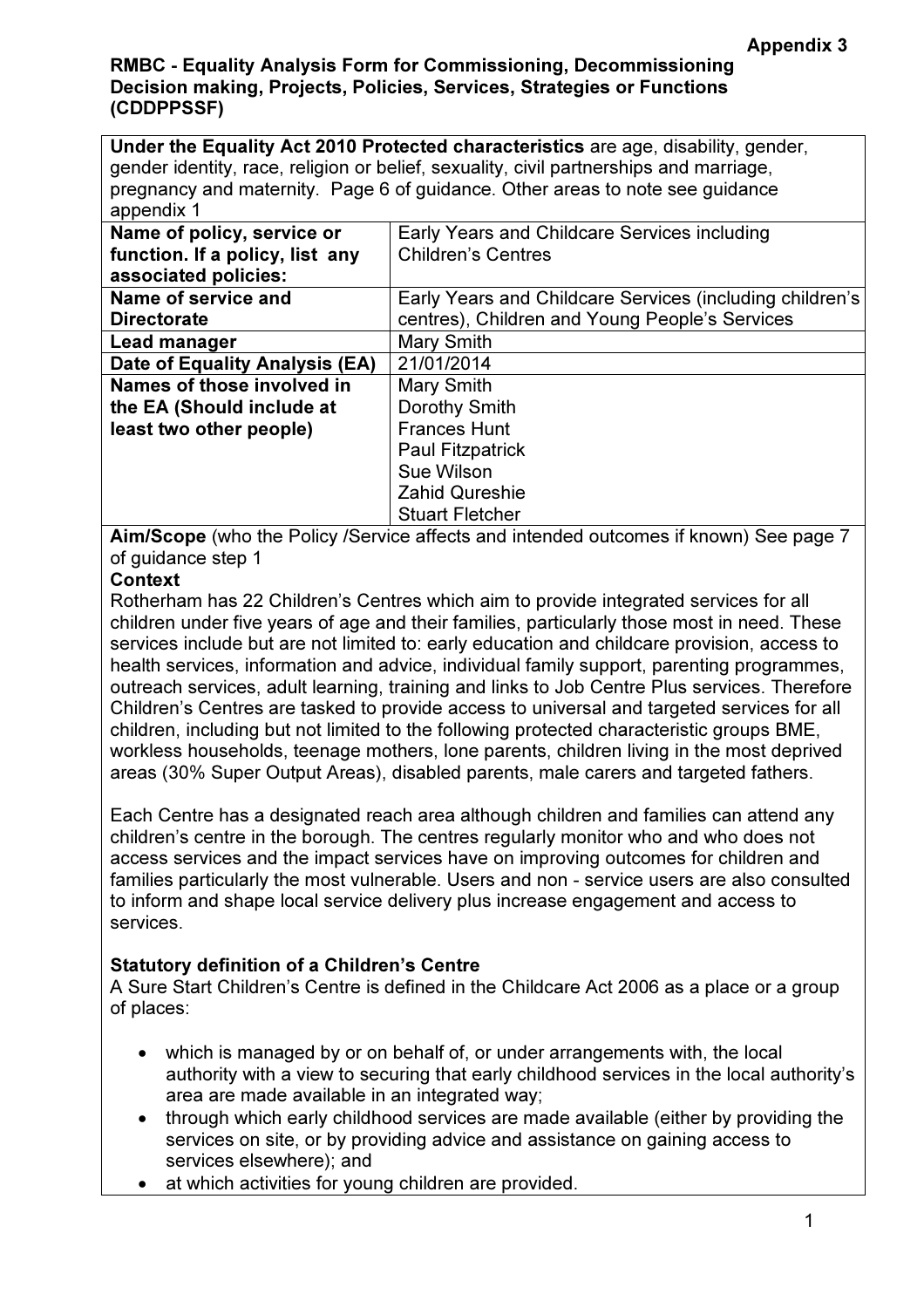**Appendix 3**

**RMBC - Equality Analysis Form for Commissioning, Decommissioning Decision making, Projects, Policies, Services, Strategies or Functions (CDDPPSSF)**

**Under the Equality Act 2010 Protected characteristics** are age, disability, gender, gender identity, race, religion or belief, sexuality, civil partnerships and marriage, pregnancy and maternity. Page 6 of guidance. Other areas to note see guidance appendix 1

| | |
|---|---|
| **Name of policy, service or function. If a policy, list any associated policies:** | Early Years and Childcare Services including Children's Centres |
| **Name of service and Directorate** | Early Years and Childcare Services (including children's centres), Children and Young People's Services |
| **Lead manager** | Mary Smith |
| **Date of Equality Analysis (EA)** | 21/01/2014 |
| **Names of those involved in the EA (Should include at least two other people)** | Mary Smith<br>Dorothy Smith<br>Frances Hunt<br>Paul Fitzpatrick<br>Sue Wilson<br>Zahid Qureshie<br>Stuart Fletcher |

**Aim/Scope** (who the Policy /Service affects and intended outcomes if known) See page 7 of guidance step 1

**Context**

Rotherham has 22 Children's Centres which aim to provide integrated services for all children under five years of age and their families, particularly those most in need. These services include but are not limited to: early education and childcare provision, access to health services, information and advice, individual family support, parenting programmes, outreach services, adult learning, training and links to Job Centre Plus services. Therefore Children's Centres are tasked to provide access to universal and targeted services for all children, including but not limited to the following protected characteristic groups BME, workless households, teenage mothers, lone parents, children living in the most deprived areas (30% Super Output Areas), disabled parents, male carers and targeted fathers.

Each Centre has a designated reach area although children and families can attend any children's centre in the borough. The centres regularly monitor who and who does not access services and the impact services have on improving outcomes for children and families particularly the most vulnerable. Users and non - service users are also consulted to inform and shape local service delivery plus increase engagement and access to services.

**Statutory definition of a Children's Centre**

A Sure Start Children's Centre is defined in the Childcare Act 2006 as a place or a group of places:

- which is managed by or on behalf of, or under arrangements with, the local authority with a view to securing that early childhood services in the local authority's area are made available in an integrated way;
- through which early childhood services are made available (either by providing the services on site, or by providing advice and assistance on gaining access to services elsewhere); and
- at which activities for young children are provided.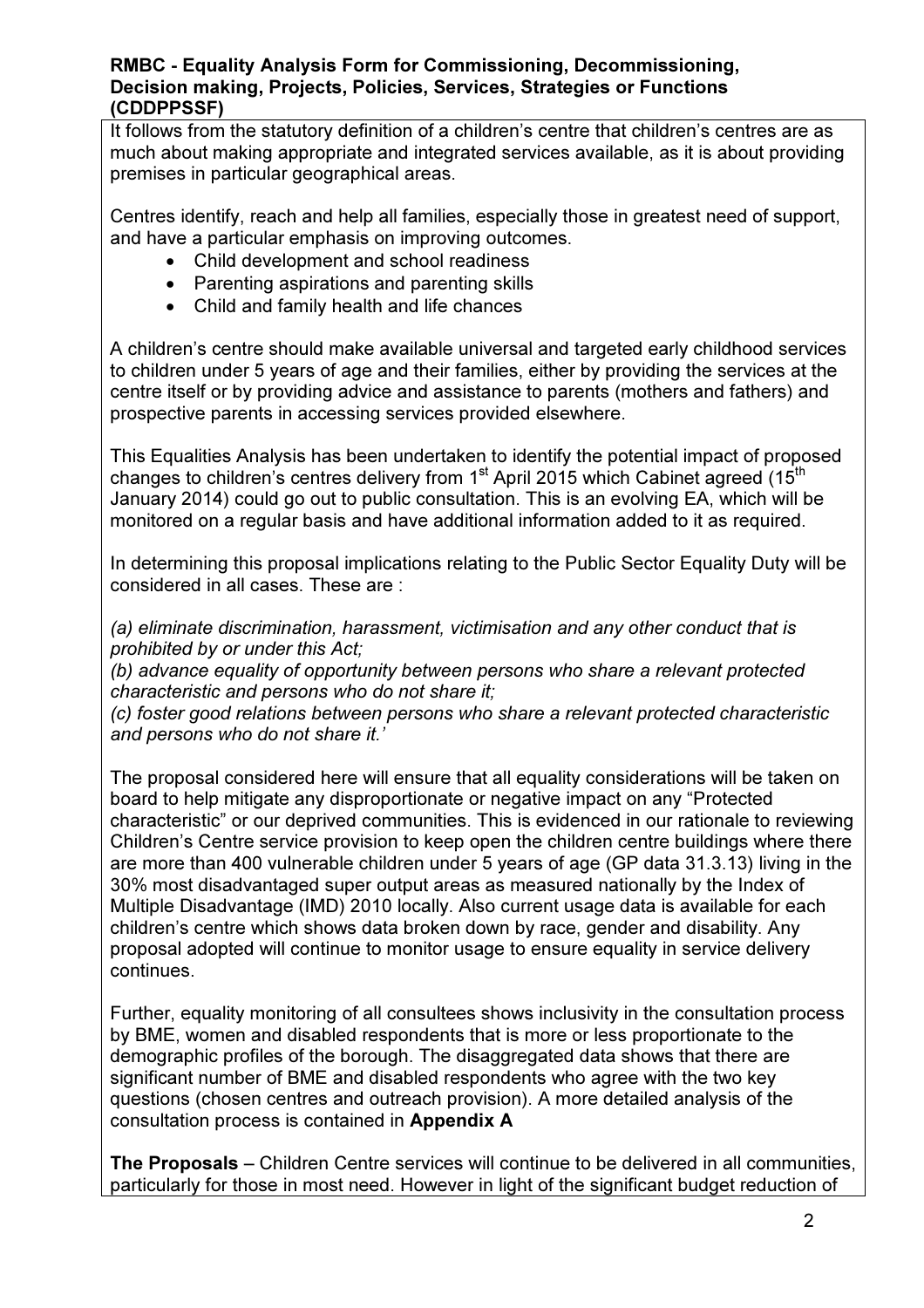It follows from the statutory definition of a children's centre that children's centres are as much about making appropriate and integrated services available, as it is about providing premises in particular geographical areas.

Centres identify, reach and help all families, especially those in greatest need of support, and have a particular emphasis on improving outcomes.

- Child development and school readiness
- Parenting aspirations and parenting skills
- Child and family health and life chances

A children's centre should make available universal and targeted early childhood services to children under 5 years of age and their families, either by providing the services at the centre itself or by providing advice and assistance to parents (mothers and fathers) and prospective parents in accessing services provided elsewhere.

This Equalities Analysis has been undertaken to identify the potential impact of proposed changes to children's centres delivery from 1st April 2015 which Cabinet agreed (15th January 2014) could go out to public consultation. This is an evolving EA, which will be monitored on a regular basis and have additional information added to it as required.

In determining this proposal implications relating to the Public Sector Equality Duty will be considered in all cases. These are :

*(a) eliminate discrimination, harassment, victimisation and any other conduct that is prohibited by or under this Act;*
*(b) advance equality of opportunity between persons who share a relevant protected characteristic and persons who do not share it;*
*(c) foster good relations between persons who share a relevant protected characteristic and persons who do not share it.'*

The proposal considered here will ensure that all equality considerations will be taken on board to help mitigate any disproportionate or negative impact on any "Protected characteristic" or our deprived communities. This is evidenced in our rationale to reviewing Children's Centre service provision to keep open the children centre buildings where there are more than 400 vulnerable children under 5 years of age (GP data 31.3.13) living in the 30% most disadvantaged super output areas as measured nationally by the Index of Multiple Disadvantage (IMD) 2010 locally. Also current usage data is available for each children's centre which shows data broken down by race, gender and disability. Any proposal adopted will continue to monitor usage to ensure equality in service delivery continues.

Further, equality monitoring of all consultees shows inclusivity in the consultation process by BME, women and disabled respondents that is more or less proportionate to the demographic profiles of the borough. The disaggregated data shows that there are significant number of BME and disabled respondents who agree with the two key questions (chosen centres and outreach provision). A more detailed analysis of the consultation process is contained in **Appendix A**

**The Proposals** – Children Centre services will continue to be delivered in all communities, particularly for those in most need. However in light of the significant budget reduction of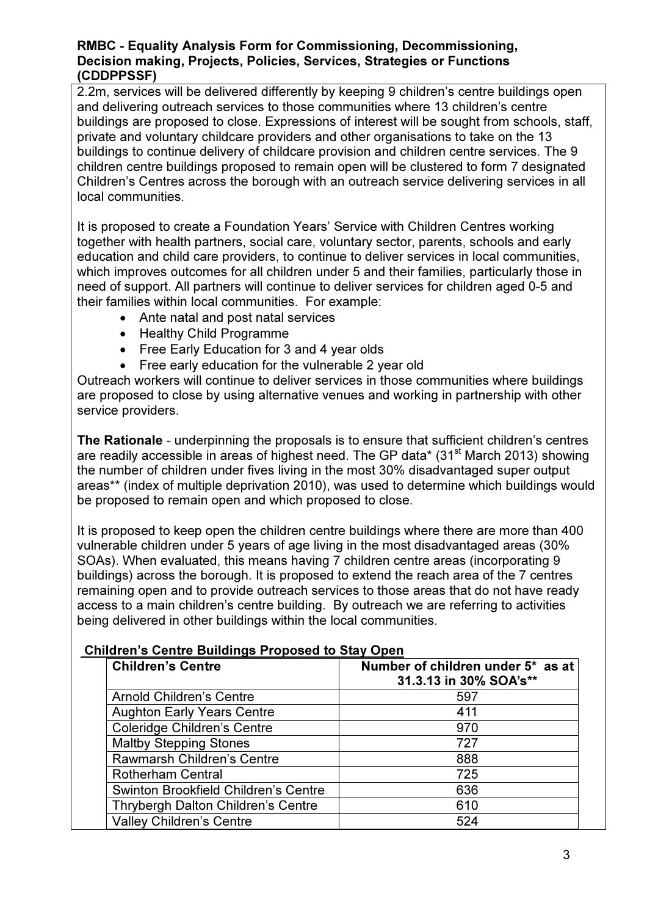2.2m, services will be delivered differently by keeping 9 children's centre buildings open and delivering outreach services to those communities where 13 children's centre buildings are proposed to close. Expressions of interest will be sought from schools, staff, private and voluntary childcare providers and other organisations to take on the 13 buildings to continue delivery of childcare provision and children centre services. The 9 children centre buildings proposed to remain open will be clustered to form 7 designated Children's Centres across the borough with an outreach service delivering services in all local communities.

It is proposed to create a Foundation Years' Service with Children Centres working together with health partners, social care, voluntary sector, parents, schools and early education and child care providers, to continue to deliver services in local communities, which improves outcomes for all children under 5 and their families, particularly those in need of support. All partners will continue to deliver services for children aged 0-5 and their families within local communities. For example:

- Ante natal and post natal services
- Healthy Child Programme
- Free Early Education for 3 and 4 year olds
- Free early education for the vulnerable 2 year old

Outreach workers will continue to deliver services in those communities where buildings are proposed to close by using alternative venues and working in partnership with other service providers.

**The Rationale** - underpinning the proposals is to ensure that sufficient children's centres are readily accessible in areas of highest need. The GP data* (31st March 2013) showing the number of children under fives living in the most 30% disadvantaged super output areas** (index of multiple deprivation 2010), was used to determine which buildings would be proposed to remain open and which proposed to close.

It is proposed to keep open the children centre buildings where there are more than 400 vulnerable children under 5 years of age living in the most disadvantaged areas (30% SOAs). When evaluated, this means having 7 children centre areas (incorporating 9 buildings) across the borough. It is proposed to extend the reach area of the 7 centres remaining open and to provide outreach services to those areas that do not have ready access to a main children's centre building. By outreach we are referring to activities being delivered in other buildings within the local communities.

**Children's Centre Buildings Proposed to Stay Open**

| Children's Centre | Number of children under 5* as at 31.3.13 in 30% SOA's** |
|---|---|
| Arnold Children's Centre | 597 |
| Aughton Early Years Centre | 411 |
| Coleridge Children's Centre | 970 |
| Maltby Stepping Stones | 727 |
| Rawmarsh Children's Centre | 888 |
| Rotherham Central | 725 |
| Swinton Brookfield Children's Centre | 636 |
| Thrybergh Dalton Children's Centre | 610 |
| Valley Children's Centre | 524 |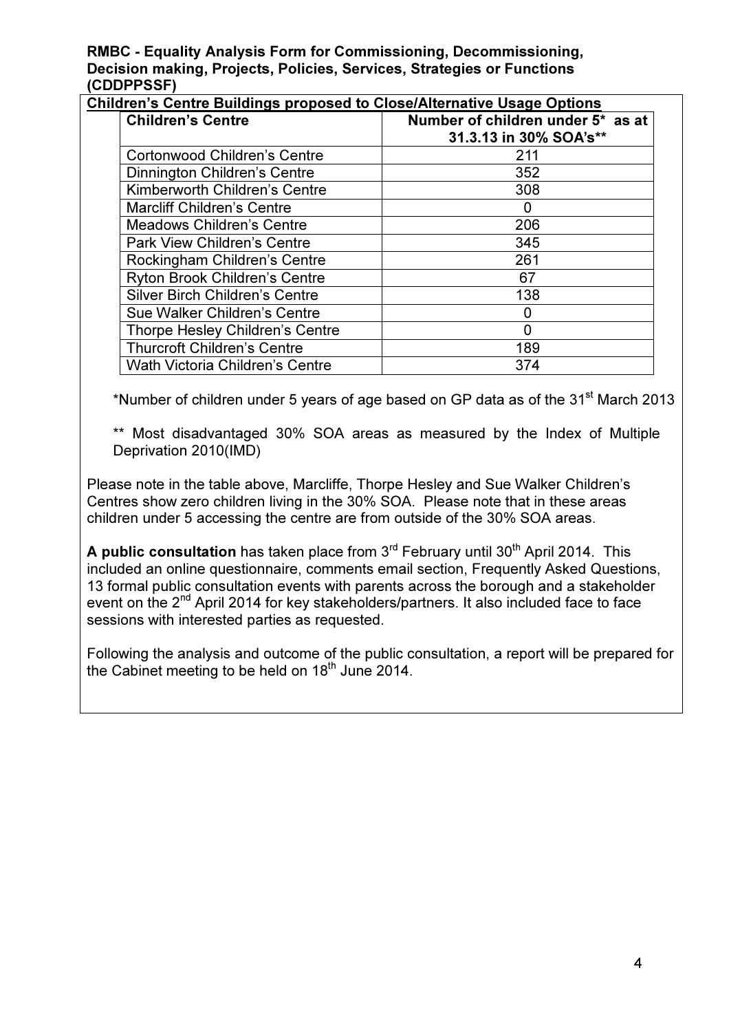**RMBC - Equality Analysis Form for Commissioning, Decommissioning, Decision making, Projects, Policies, Services, Strategies or Functions (CDDPPSSF)**

**Children's Centre Buildings proposed to Close/Alternative Usage Options**

| Children's Centre | Number of children under 5* as at 31.3.13 in 30% SOA's** |
|---|---|
| Cortonwood Children's Centre | 211 |
| Dinnington Children's Centre | 352 |
| Kimberworth Children's Centre | 308 |
| Marcliff Children's Centre | 0 |
| Meadows Children's Centre | 206 |
| Park View Children's Centre | 345 |
| Rockingham Children's Centre | 261 |
| Ryton Brook Children's Centre | 67 |
| Silver Birch Children's Centre | 138 |
| Sue Walker Children's Centre | 0 |
| Thorpe Hesley Children's Centre | 0 |
| Thurcroft Children's Centre | 189 |
| Wath Victoria Children's Centre | 374 |

*Number of children under 5 years of age based on GP data as of the 31st March 2013

** Most disadvantaged 30% SOA areas as measured by the Index of Multiple Deprivation 2010(IMD)

Please note in the table above, Marcliffe, Thorpe Hesley and Sue Walker Children's Centres show zero children living in the 30% SOA. Please note that in these areas children under 5 accessing the centre are from outside of the 30% SOA areas.

**A public consultation** has taken place from 3rd February until 30th April 2014. This included an online questionnaire, comments email section, Frequently Asked Questions, 13 formal public consultation events with parents across the borough and a stakeholder event on the 2nd April 2014 for key stakeholders/partners. It also included face to face sessions with interested parties as requested.

Following the analysis and outcome of the public consultation, a report will be prepared for the Cabinet meeting to be held on 18th June 2014.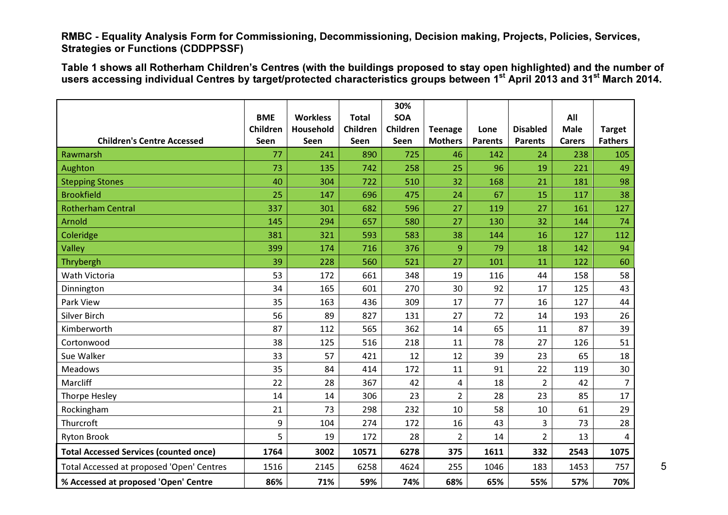**RMBC - Equality Analysis Form for Commissioning, Decommissioning, Decision making, Projects, Policies, Services, Strategies or Functions (CDDPPSSF)**

**Table 1 shows all Rotherham Children's Centres (with the buildings proposed to stay open highlighted) and the number of users accessing individual Centres by target/protected characteristics groups between 1st April 2013 and 31st March 2014.**

| Children's Centre Accessed | BME Children Seen | Workless Household Seen | Total Children Seen | 30% SOA Children Seen | Teenage Mothers | Lone Parents | Disabled Parents | All Male Carers | Target Fathers |
|---|---|---|---|---|---|---|---|---|---|
| Rawmarsh | 77 | 241 | 890 | 725 | 46 | 142 | 24 | 238 | 105 |
| Aughton | 73 | 135 | 742 | 258 | 25 | 96 | 19 | 221 | 49 |
| Stepping Stones | 40 | 304 | 722 | 510 | 32 | 168 | 21 | 181 | 98 |
| Brookfield | 25 | 147 | 696 | 475 | 24 | 67 | 15 | 117 | 38 |
| Rotherham Central | 337 | 301 | 682 | 596 | 27 | 119 | 27 | 161 | 127 |
| Arnold | 145 | 294 | 657 | 580 | 27 | 130 | 32 | 144 | 74 |
| Coleridge | 381 | 321 | 593 | 583 | 38 | 144 | 16 | 127 | 112 |
| Valley | 399 | 174 | 716 | 376 | 9 | 79 | 18 | 142 | 94 |
| Thrybergh | 39 | 228 | 560 | 521 | 27 | 101 | 11 | 122 | 60 |
| Wath Victoria | 53 | 172 | 661 | 348 | 19 | 116 | 44 | 158 | 58 |
| Dinnington | 34 | 165 | 601 | 270 | 30 | 92 | 17 | 125 | 43 |
| Park View | 35 | 163 | 436 | 309 | 17 | 77 | 16 | 127 | 44 |
| Silver Birch | 56 | 89 | 827 | 131 | 27 | 72 | 14 | 193 | 26 |
| Kimberworth | 87 | 112 | 565 | 362 | 14 | 65 | 11 | 87 | 39 |
| Cortonwood | 38 | 125 | 516 | 218 | 11 | 78 | 27 | 126 | 51 |
| Sue Walker | 33 | 57 | 421 | 12 | 12 | 39 | 23 | 65 | 18 |
| Meadows | 35 | 84 | 414 | 172 | 11 | 91 | 22 | 119 | 30 |
| Marcliff | 22 | 28 | 367 | 42 | 4 | 18 | 2 | 42 | 7 |
| Thorpe Hesley | 14 | 14 | 306 | 23 | 2 | 28 | 23 | 85 | 17 |
| Rockingham | 21 | 73 | 298 | 232 | 10 | 58 | 10 | 61 | 29 |
| Thurcroft | 9 | 104 | 274 | 172 | 16 | 43 | 3 | 73 | 28 |
| Ryton Brook | 5 | 19 | 172 | 28 | 2 | 14 | 2 | 13 | 4 |
| **Total Accessed Services (counted once)** | **1764** | **3002** | **10571** | **6278** | **375** | **1611** | **332** | **2543** | **1075** |
| Total Accessed at proposed 'Open' Centres | 1516 | 2145 | 6258 | 4624 | 255 | 1046 | 183 | 1453 | 757 |
| **% Accessed at proposed 'Open' Centre** | **86%** | **71%** | **59%** | **74%** | **68%** | **65%** | **55%** | **57%** | **70%** |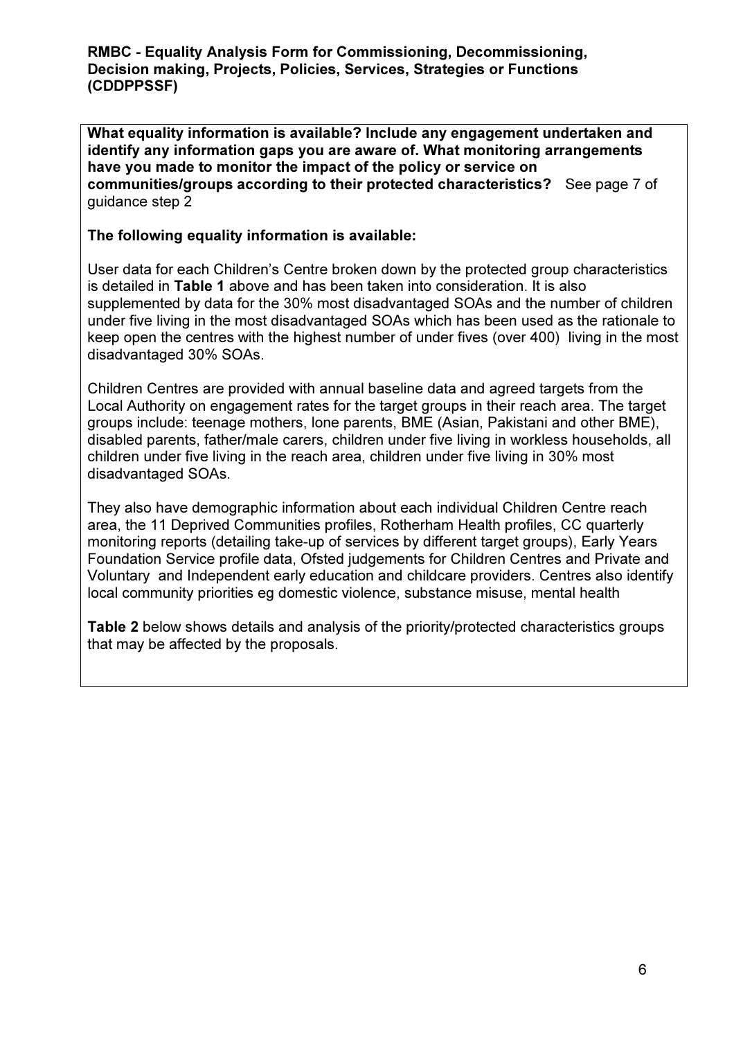**What equality information is available? Include any engagement undertaken and identify any information gaps you are aware of. What monitoring arrangements have you made to monitor the impact of the policy or service on communities/groups according to their protected characteristics?** See page 7 of guidance step 2

**The following equality information is available:**

User data for each Children's Centre broken down by the protected group characteristics is detailed in **Table 1** above and has been taken into consideration. It is also supplemented by data for the 30% most disadvantaged SOAs and the number of children under five living in the most disadvantaged SOAs which has been used as the rationale to keep open the centres with the highest number of under fives (over 400) living in the most disadvantaged 30% SOAs.

Children Centres are provided with annual baseline data and agreed targets from the Local Authority on engagement rates for the target groups in their reach area. The target groups include: teenage mothers, lone parents, BME (Asian, Pakistani and other BME), disabled parents, father/male carers, children under five living in workless households, all children under five living in the reach area, children under five living in 30% most disadvantaged SOAs.

They also have demographic information about each individual Children Centre reach area, the 11 Deprived Communities profiles, Rotherham Health profiles, CC quarterly monitoring reports (detailing take-up of services by different target groups), Early Years Foundation Service profile data, Ofsted judgements for Children Centres and Private and Voluntary and Independent early education and childcare providers. Centres also identify local community priorities eg domestic violence, substance misuse, mental health

**Table 2** below shows details and analysis of the priority/protected characteristics groups that may be affected by the proposals.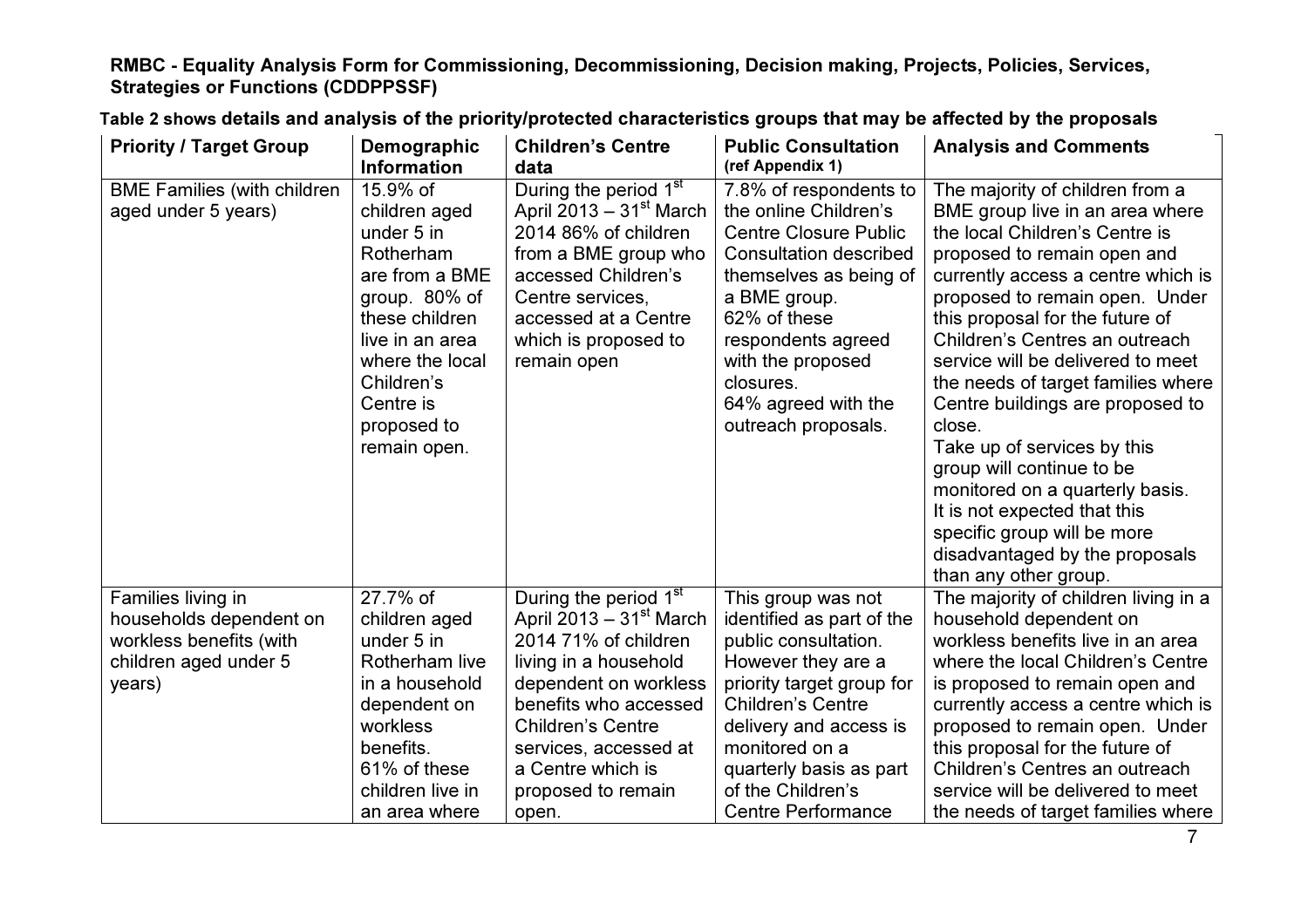**RMBC - Equality Analysis Form for Commissioning, Decommissioning, Decision making, Projects, Policies, Services, Strategies or Functions (CDDPPSSF)**

**Table 2 shows details and analysis of the priority/protected characteristics groups that may be affected by the proposals**

| Priority / Target Group | Demographic Information | Children's Centre data | Public Consultation (ref Appendix 1) | Analysis and Comments |
|---|---|---|---|---|
| BME Families (with children aged under 5 years) | 15.9% of children aged under 5 in Rotherham are from a BME group. 80% of these children live in an area where the local Children's Centre is proposed to remain open. | During the period 1st April 2013 – 31st March 2014 86% of children from a BME group who accessed Children's Centre services, accessed at a Centre which is proposed to remain open | 7.8% of respondents to the online Children's Centre Closure Public Consultation described themselves as being of a BME group. 62% of these respondents agreed with the proposed closures. 64% agreed with the outreach proposals. | The majority of children from a BME group live in an area where the local Children's Centre is proposed to remain open and currently access a centre which is proposed to remain open. Under this proposal for the future of Children's Centres an outreach service will be delivered to meet the needs of target families where Centre buildings are proposed to close. Take up of services by this group will continue to be monitored on a quarterly basis. It is not expected that this specific group will be more disadvantaged by the proposals than any other group. |
| Families living in households dependent on workless benefits (with children aged under 5 years) | 27.7% of children aged under 5 in Rotherham live in a household dependent on workless benefits. 61% of these children live in an area where | During the period 1st April 2013 – 31st March 2014 71% of children living in a household dependent on workless benefits who accessed Children's Centre services, accessed at a Centre which is proposed to remain open. | This group was not identified as part of the public consultation. However they are a priority target group for Children's Centre delivery and access is monitored on a quarterly basis as part of the Children's Centre Performance | The majority of children living in a household dependent on workless benefits live in an area where the local Children's Centre is proposed to remain open and currently access a centre which is proposed to remain open. Under this proposal for the future of Children's Centres an outreach service will be delivered to meet the needs of target families where |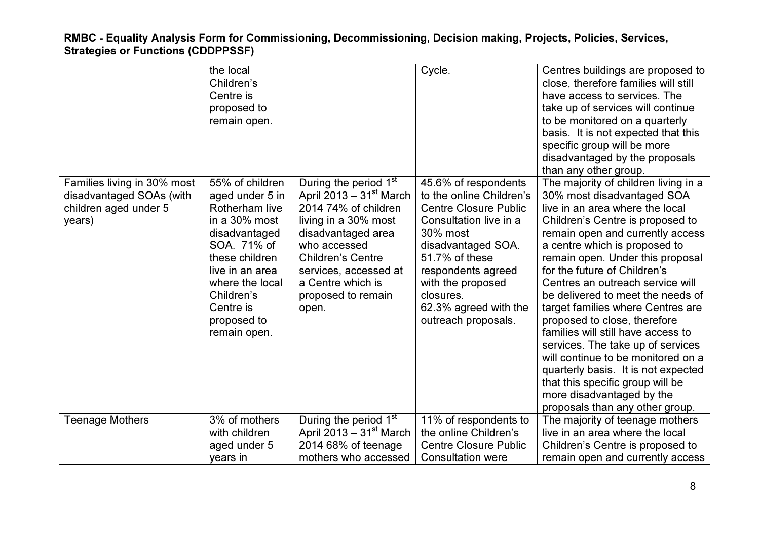| | | | | |
|---|---|---|---|---|
| | the local Children's Centre is proposed to remain open. | | Cycle. | Centres buildings are proposed to close, therefore families will still have access to services. The take up of services will continue to be monitored on a quarterly basis. It is not expected that this specific group will be more disadvantaged by the proposals than any other group. |
| Families living in 30% most disadvantaged SOAs (with children aged under 5 years) | 55% of children aged under 5 in Rotherham live in a 30% most disadvantaged SOA. 71% of these children live in an area where the local Children's Centre is proposed to remain open. | During the period 1st April 2013 – 31st March 2014 74% of children living in a 30% most disadvantaged area who accessed Children's Centre services, accessed at a Centre which is proposed to remain open. | 45.6% of respondents to the online Children's Centre Closure Public Consultation live in a 30% most disadvantaged SOA. 51.7% of these respondents agreed with the proposed closures. 62.3% agreed with the outreach proposals. | The majority of children living in a 30% most disadvantaged SOA live in an area where the local Children's Centre is proposed to remain open and currently access a centre which is proposed to remain open. Under this proposal for the future of Children's Centres an outreach service will be delivered to meet the needs of target families where Centres are proposed to close, therefore families will still have access to services. The take up of services will continue to be monitored on a quarterly basis. It is not expected that this specific group will be more disadvantaged by the proposals than any other group. |
| Teenage Mothers | 3% of mothers with children aged under 5 years in | During the period 1st April 2013 – 31st March 2014 68% of teenage mothers who accessed | 11% of respondents to the online Children's Centre Closure Public Consultation were | The majority of teenage mothers live in an area where the local Children's Centre is proposed to remain open and currently access |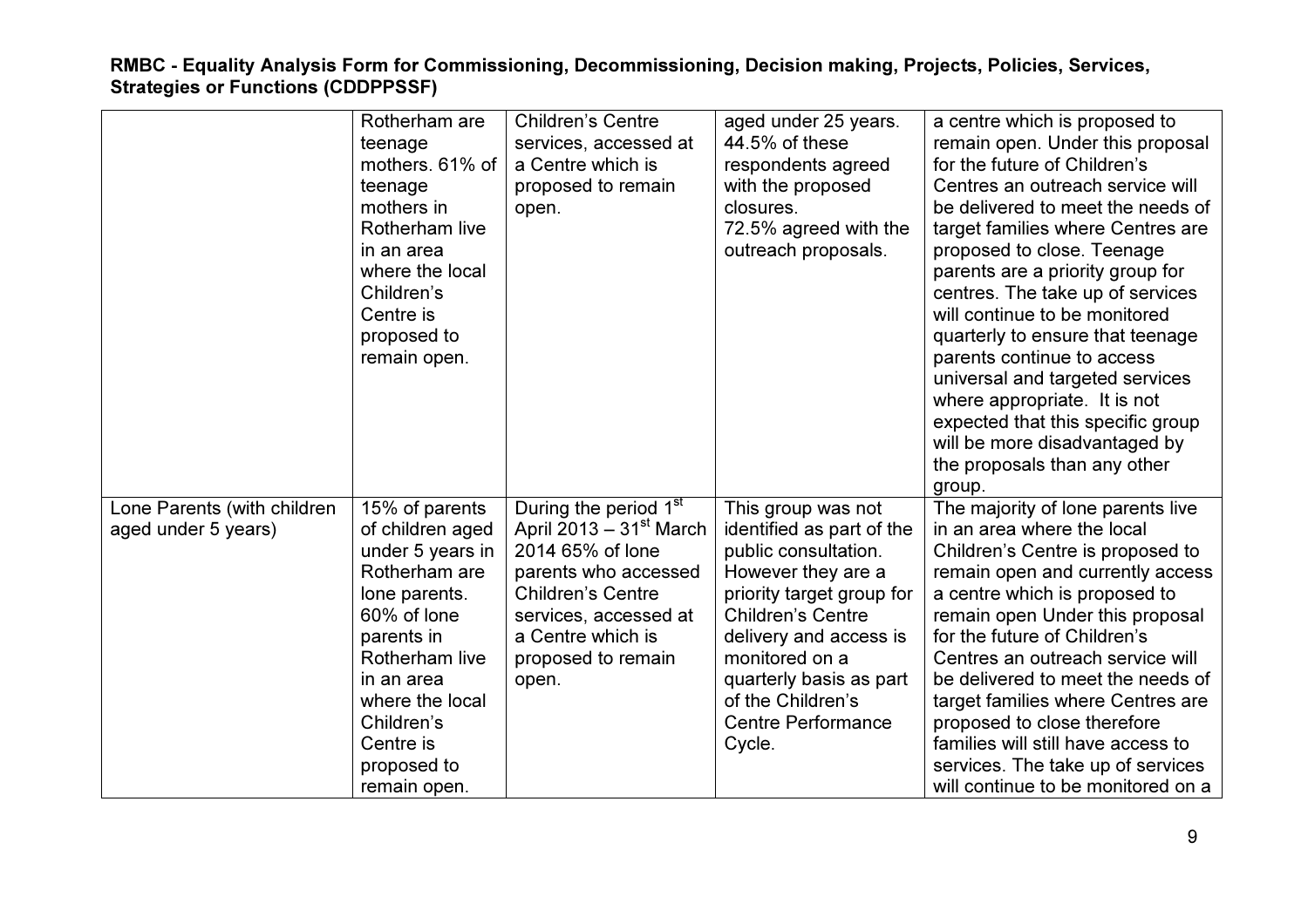| | | | | |
|---|---|---|---|---|
| | Rotherham are teenage mothers. 61% of teenage mothers in Rotherham live in an area where the local Children's Centre is proposed to remain open. | Children's Centre services, accessed at a Centre which is proposed to remain open. | aged under 25 years. 44.5% of these respondents agreed with the proposed closures. 72.5% agreed with the outreach proposals. | a centre which is proposed to remain open. Under this proposal for the future of Children's Centres an outreach service will be delivered to meet the needs of target families where Centres are proposed to close. Teenage parents are a priority group for centres. The take up of services will continue to be monitored quarterly to ensure that teenage parents continue to access universal and targeted services where appropriate. It is not expected that this specific group will be more disadvantaged by the proposals than any other group. |
| Lone Parents (with children aged under 5 years) | 15% of parents of children aged under 5 years in Rotherham are lone parents. 60% of lone parents in Rotherham live in an area where the local Children's Centre is proposed to remain open. | During the period 1st April 2013 – 31st March 2014 65% of lone parents who accessed Children's Centre services, accessed at a Centre which is proposed to remain open. | This group was not identified as part of the public consultation. However they are a priority target group for Children's Centre delivery and access is monitored on a quarterly basis as part of the Children's Centre Performance Cycle. | The majority of lone parents live in an area where the local Children's Centre is proposed to remain open and currently access a centre which is proposed to remain open Under this proposal for the future of Children's Centres an outreach service will be delivered to meet the needs of target families where Centres are proposed to close therefore families will still have access to services. The take up of services will continue to be monitored on a |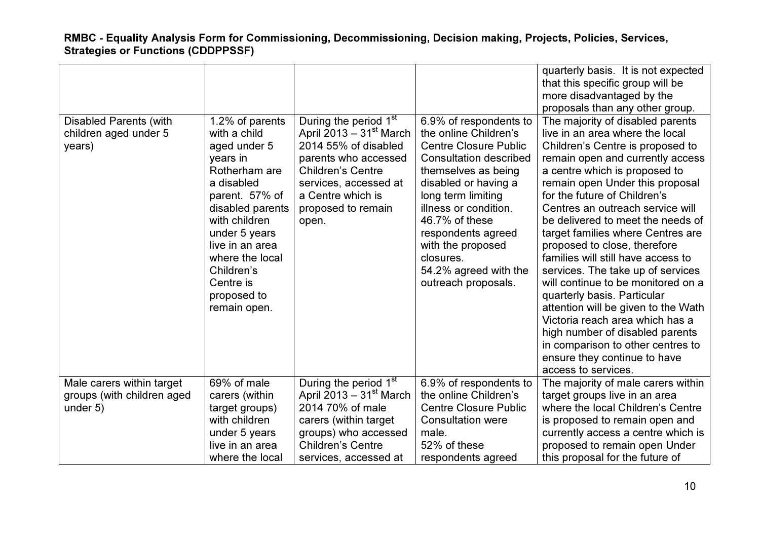| | | | | |
|---|---|---|---|---|
| | | | | quarterly basis. It is not expected that this specific group will be more disadvantaged by the proposals than any other group. |
| Disabled Parents (with children aged under 5 years) | 1.2% of parents with a child aged under 5 years in Rotherham are a disabled parent. 57% of disabled parents with children under 5 years live in an area where the local Children's Centre is proposed to remain open. | During the period 1st April 2013 – 31st March 2014 55% of disabled parents who accessed Children's Centre services, accessed at a Centre which is proposed to remain open. | 6.9% of respondents to the online Children's Centre Closure Public Consultation described themselves as being disabled or having a long term limiting illness or condition. 46.7% of these respondents agreed with the proposed closures. 54.2% agreed with the outreach proposals. | The majority of disabled parents live in an area where the local Children's Centre is proposed to remain open and currently access a centre which is proposed to remain open Under this proposal for the future of Children's Centres an outreach service will be delivered to meet the needs of target families where Centres are proposed to close, therefore families will still have access to services. The take up of services will continue to be monitored on a quarterly basis. Particular attention will be given to the Wath Victoria reach area which has a high number of disabled parents in comparison to other centres to ensure they continue to have access to services. |
| Male carers within target groups (with children aged under 5) | 69% of male carers (within target groups) with children under 5 years live in an area where the local | During the period 1st April 2013 – 31st March 2014 70% of male carers (within target groups) who accessed Children's Centre services, accessed at | 6.9% of respondents to the online Children's Centre Closure Public Consultation were male. 52% of these respondents agreed | The majority of male carers within target groups live in an area where the local Children's Centre is proposed to remain open and currently access a centre which is proposed to remain open Under this proposal for the future of |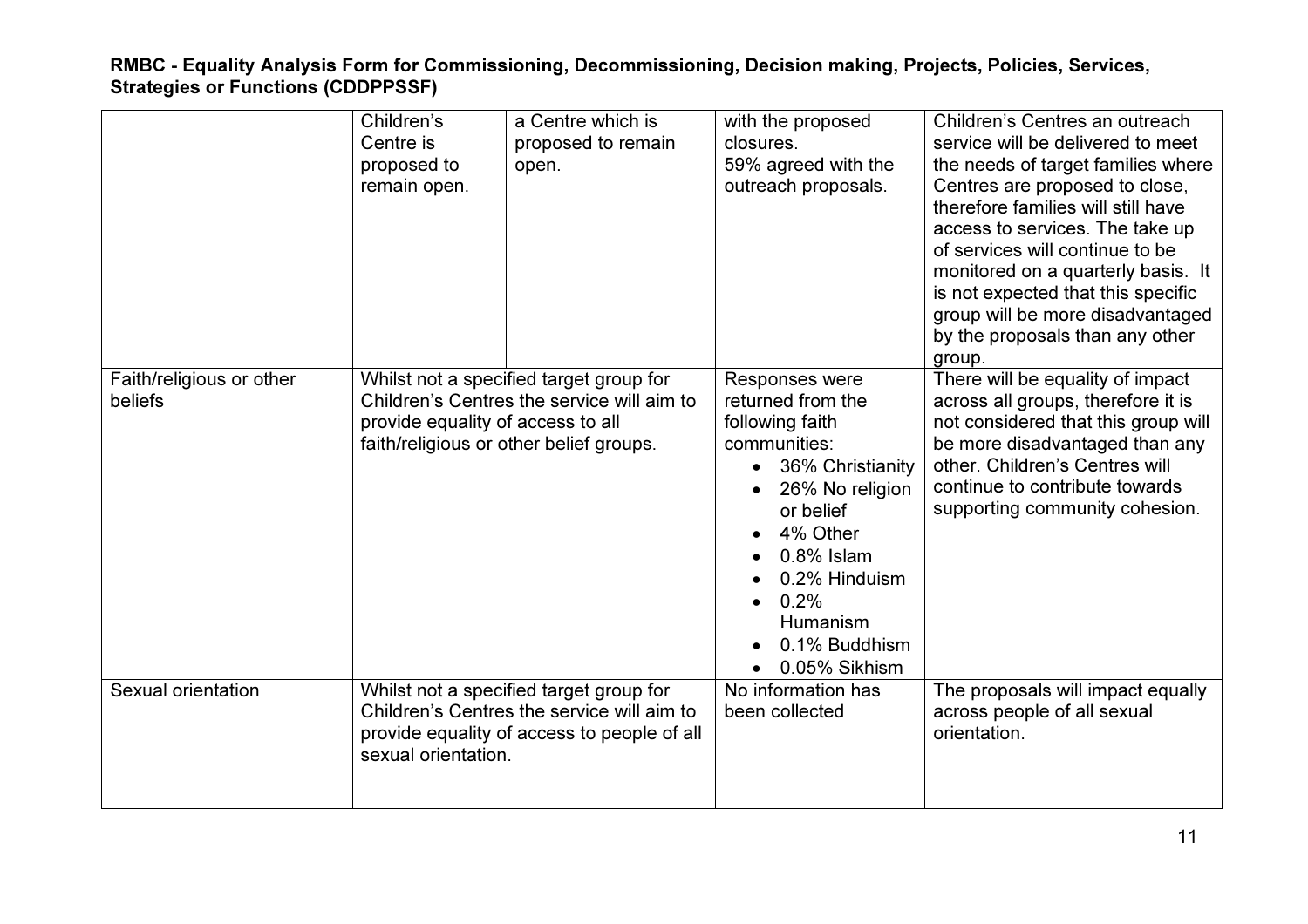| | | | | |
|---|---|---|---|---|
| | Children's Centre is proposed to remain open. | a Centre which is proposed to remain open. | with the proposed closures.<br>59% agreed with the outreach proposals. | Children's Centres an outreach service will be delivered to meet the needs of target families where Centres are proposed to close, therefore families will still have access to services. The take up of services will continue to be monitored on a quarterly basis. It is not expected that this specific group will be more disadvantaged by the proposals than any other group. |
| Faith/religious or other beliefs | Whilst not a specified target group for Children's Centres the service will aim to provide equality of access to all faith/religious or other belief groups. | | Responses were returned from the following faith communities:<br>• 36% Christianity<br>• 26% No religion or belief<br>• 4% Other<br>• 0.8% Islam<br>• 0.2% Hinduism<br>• 0.2% Humanism<br>• 0.1% Buddhism<br>• 0.05% Sikhism | There will be equality of impact across all groups, therefore it is not considered that this group will be more disadvantaged than any other. Children's Centres will continue to contribute towards supporting community cohesion. |
| Sexual orientation | Whilst not a specified target group for Children's Centres the service will aim to provide equality of access to people of all sexual orientation. | | No information has been collected | The proposals will impact equally across people of all sexual orientation. |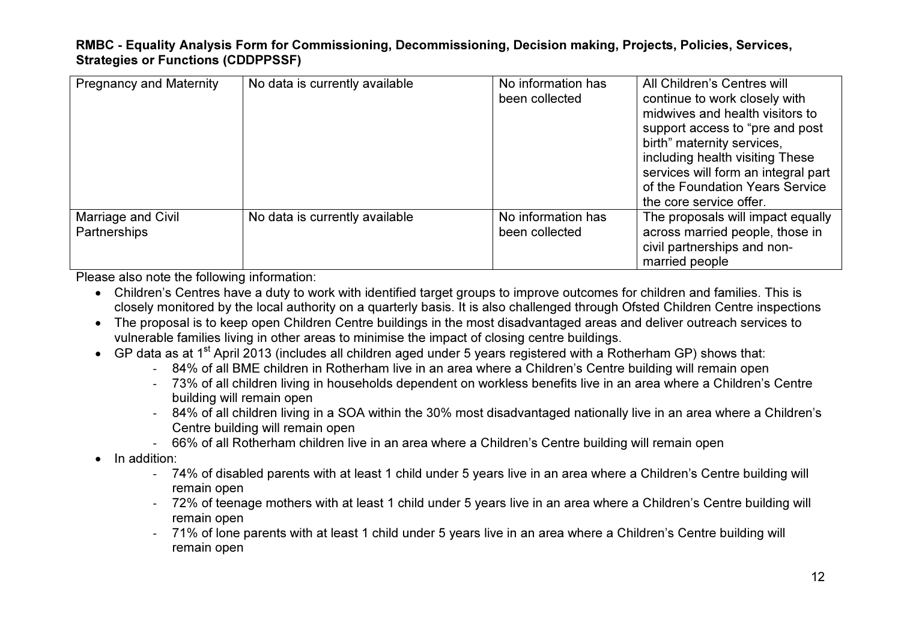| Pregnancy and Maternity | No data is currently available | No information has been collected | All Children's Centres will continue to work closely with midwives and health visitors to support access to "pre and post birth" maternity services, including health visiting These services will form an integral part of the Foundation Years Service the core service offer. |
|---|---|---|---|
| Marriage and Civil Partnerships | No data is currently available | No information has been collected | The proposals will impact equally across married people, those in civil partnerships and non-married people |

Please also note the following information:

- Children's Centres have a duty to work with identified target groups to improve outcomes for children and families. This is closely monitored by the local authority on a quarterly basis. It is also challenged through Ofsted Children Centre inspections
- The proposal is to keep open Children Centre buildings in the most disadvantaged areas and deliver outreach services to vulnerable families living in other areas to minimise the impact of closing centre buildings.
- GP data as at 1st April 2013 (includes all children aged under 5 years registered with a Rotherham GP) shows that:
  - 84% of all BME children in Rotherham live in an area where a Children's Centre building will remain open
  - 73% of all children living in households dependent on workless benefits live in an area where a Children's Centre building will remain open
  - 84% of all children living in a SOA within the 30% most disadvantaged nationally live in an area where a Children's Centre building will remain open
  - 66% of all Rotherham children live in an area where a Children's Centre building will remain open
- In addition:
  - 74% of disabled parents with at least 1 child under 5 years live in an area where a Children's Centre building will remain open
  - 72% of teenage mothers with at least 1 child under 5 years live in an area where a Children's Centre building will remain open
  - 71% of lone parents with at least 1 child under 5 years live in an area where a Children's Centre building will remain open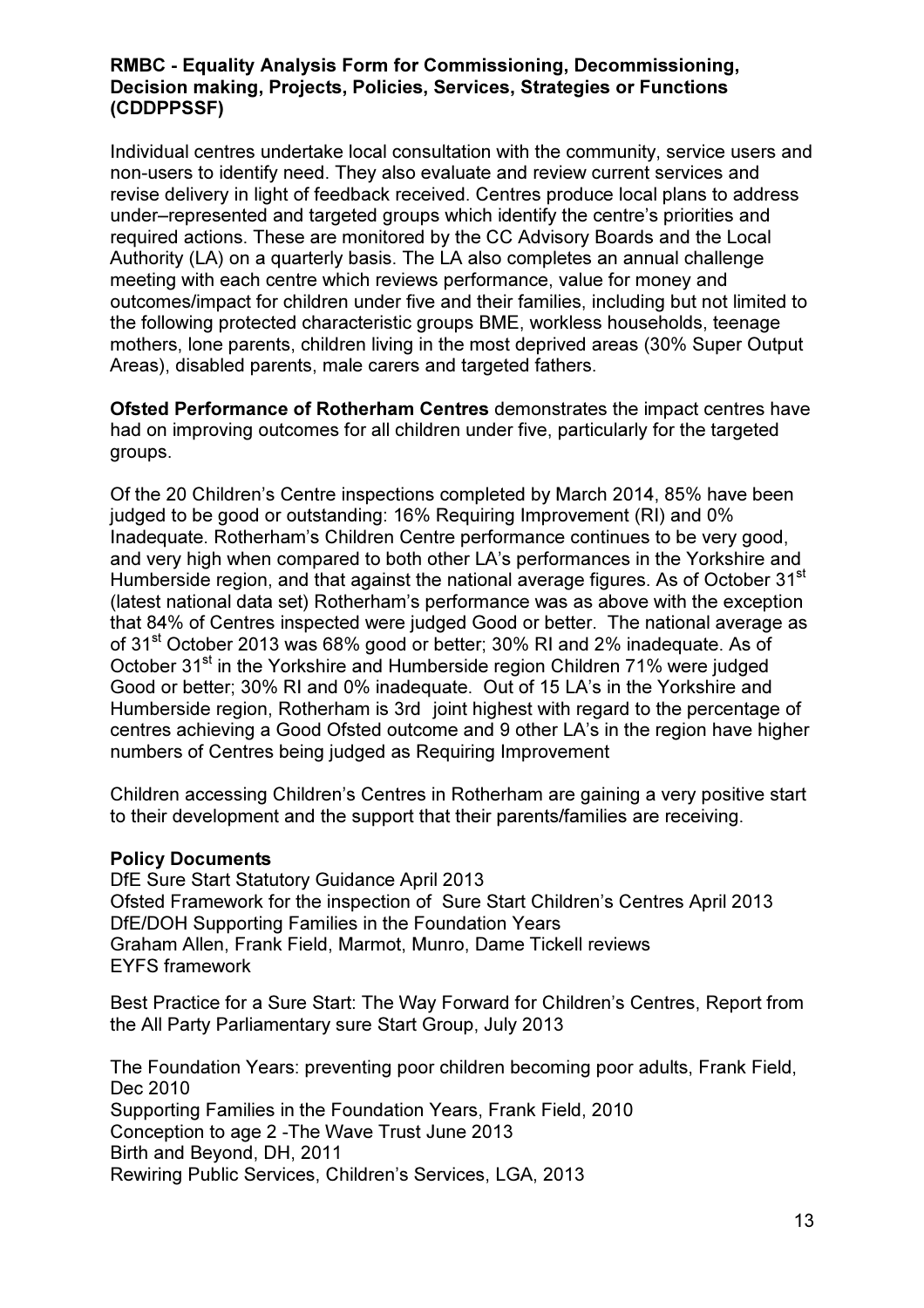**RMBC - Equality Analysis Form for Commissioning, Decommissioning, Decision making, Projects, Policies, Services, Strategies or Functions (CDDPPSSF)**

Individual centres undertake local consultation with the community, service users and non-users to identify need. They also evaluate and review current services and revise delivery in light of feedback received. Centres produce local plans to address under–represented and targeted groups which identify the centre's priorities and required actions. These are monitored by the CC Advisory Boards and the Local Authority (LA) on a quarterly basis. The LA also completes an annual challenge meeting with each centre which reviews performance, value for money and outcomes/impact for children under five and their families, including but not limited to the following protected characteristic groups BME, workless households, teenage mothers, lone parents, children living in the most deprived areas (30% Super Output Areas), disabled parents, male carers and targeted fathers.

**Ofsted Performance of Rotherham Centres** demonstrates the impact centres have had on improving outcomes for all children under five, particularly for the targeted groups.

Of the 20 Children's Centre inspections completed by March 2014, 85% have been judged to be good or outstanding: 16% Requiring Improvement (RI) and 0% Inadequate. Rotherham's Children Centre performance continues to be very good, and very high when compared to both other LA's performances in the Yorkshire and Humberside region, and that against the national average figures. As of October 31st (latest national data set) Rotherham's performance was as above with the exception that 84% of Centres inspected were judged Good or better. The national average as of 31st October 2013 was 68% good or better; 30% RI and 2% inadequate. As of October 31st in the Yorkshire and Humberside region Children 71% were judged Good or better; 30% RI and 0% inadequate. Out of 15 LA's in the Yorkshire and Humberside region, Rotherham is 3rd joint highest with regard to the percentage of centres achieving a Good Ofsted outcome and 9 other LA's in the region have higher numbers of Centres being judged as Requiring Improvement

Children accessing Children's Centres in Rotherham are gaining a very positive start to their development and the support that their parents/families are receiving.

**Policy Documents**
DfE Sure Start Statutory Guidance April 2013
Ofsted Framework for the inspection of Sure Start Children's Centres April 2013
DfE/DOH Supporting Families in the Foundation Years
Graham Allen, Frank Field, Marmot, Munro, Dame Tickell reviews
EYFS framework

Best Practice for a Sure Start: The Way Forward for Children's Centres, Report from the All Party Parliamentary sure Start Group, July 2013

The Foundation Years: preventing poor children becoming poor adults, Frank Field, Dec 2010
Supporting Families in the Foundation Years, Frank Field, 2010
Conception to age 2 -The Wave Trust June 2013
Birth and Beyond, DH, 2011
Rewiring Public Services, Children's Services, LGA, 2013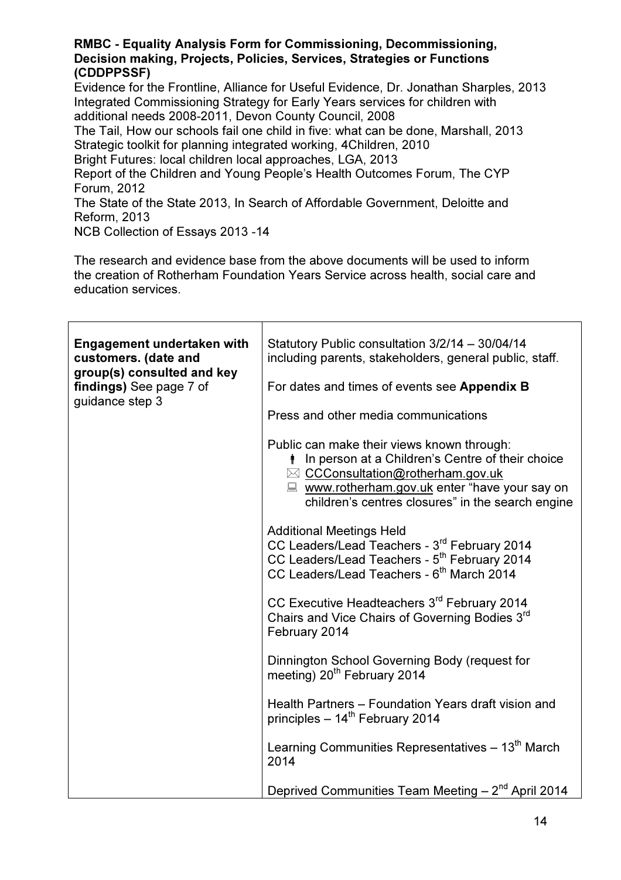**RMBC - Equality Analysis Form for Commissioning, Decommissioning, Decision making, Projects, Policies, Services, Strategies or Functions (CDDPPSSF)**

Evidence for the Frontline, Alliance for Useful Evidence, Dr. Jonathan Sharples, 2013
Integrated Commissioning Strategy for Early Years services for children with additional needs 2008-2011, Devon County Council, 2008
The Tail, How our schools fail one child in five: what can be done, Marshall, 2013
Strategic toolkit for planning integrated working, 4Children, 2010
Bright Futures: local children local approaches, LGA, 2013
Report of the Children and Young People's Health Outcomes Forum, The CYP Forum, 2012
The State of the State 2013, In Search of Affordable Government, Deloitte and Reform, 2013
NCB Collection of Essays 2013 -14

The research and evidence base from the above documents will be used to inform the creation of Rotherham Foundation Years Service across health, social care and education services.

| | |
|---|---|
| **Engagement undertaken with customers. (date and group(s) consulted and key findings)** See page 7 of guidance step 3 | Statutory Public consultation 3/2/14 – 30/04/14 including parents, stakeholders, general public, staff.<br><br>For dates and times of events see **Appendix B**<br><br>Press and other media communications<br><br>Public can make their views known through:<br>- In person at a Children's Centre of their choice<br>- CCConsultation@rotherham.gov.uk<br>- www.rotherham.gov.uk enter "have your say on children's centres closures" in the search engine<br><br>Additional Meetings Held<br>CC Leaders/Lead Teachers - 3rd February 2014<br>CC Leaders/Lead Teachers - 5th February 2014<br>CC Leaders/Lead Teachers - 6th March 2014<br><br>CC Executive Headteachers 3rd February 2014<br>Chairs and Vice Chairs of Governing Bodies 3rd February 2014<br><br>Dinnington School Governing Body (request for meeting) 20th February 2014<br><br>Health Partners – Foundation Years draft vision and principles – 14th February 2014<br><br>Learning Communities Representatives – 13th March 2014<br><br>Deprived Communities Team Meeting – 2nd April 2014 |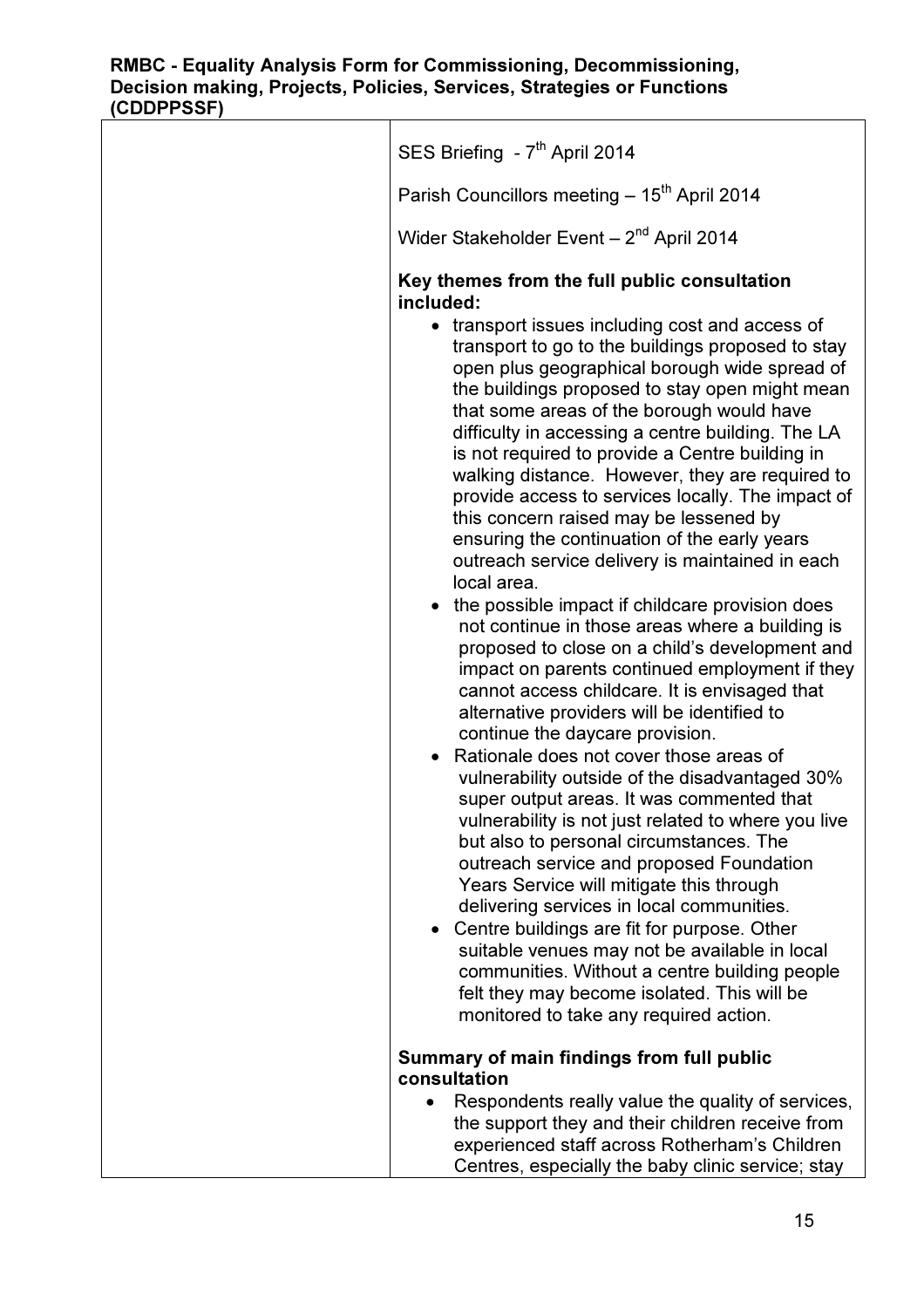| | |
|---|---|
| | SES Briefing - 7th April 2014<br><br>Parish Councillors meeting – 15th April 2014<br><br>Wider Stakeholder Event – 2nd April 2014<br><br>**Key themes from the full public consultation included:**<br>• transport issues including cost and access of transport to go to the buildings proposed to stay open plus geographical borough wide spread of the buildings proposed to stay open might mean that some areas of the borough would have difficulty in accessing a centre building. The LA is not required to provide a Centre building in walking distance. However, they are required to provide access to services locally. The impact of this concern raised may be lessened by ensuring the continuation of the early years outreach service delivery is maintained in each local area.<br>• the possible impact if childcare provision does not continue in those areas where a building is proposed to close on a child's development and impact on parents continued employment if they cannot access childcare. It is envisaged that alternative providers will be identified to continue the daycare provision.<br>• Rationale does not cover those areas of vulnerability outside of the disadvantaged 30% super output areas. It was commented that vulnerability is not just related to where you live but also to personal circumstances. The outreach service and proposed Foundation Years Service will mitigate this through delivering services in local communities.<br>• Centre buildings are fit for purpose. Other suitable venues may not be available in local communities. Without a centre building people felt they may become isolated. This will be monitored to take any required action.<br><br>**Summary of main findings from full public consultation**<br>• Respondents really value the quality of services, the support they and their children receive from experienced staff across Rotherham's Children Centres, especially the baby clinic service; stay |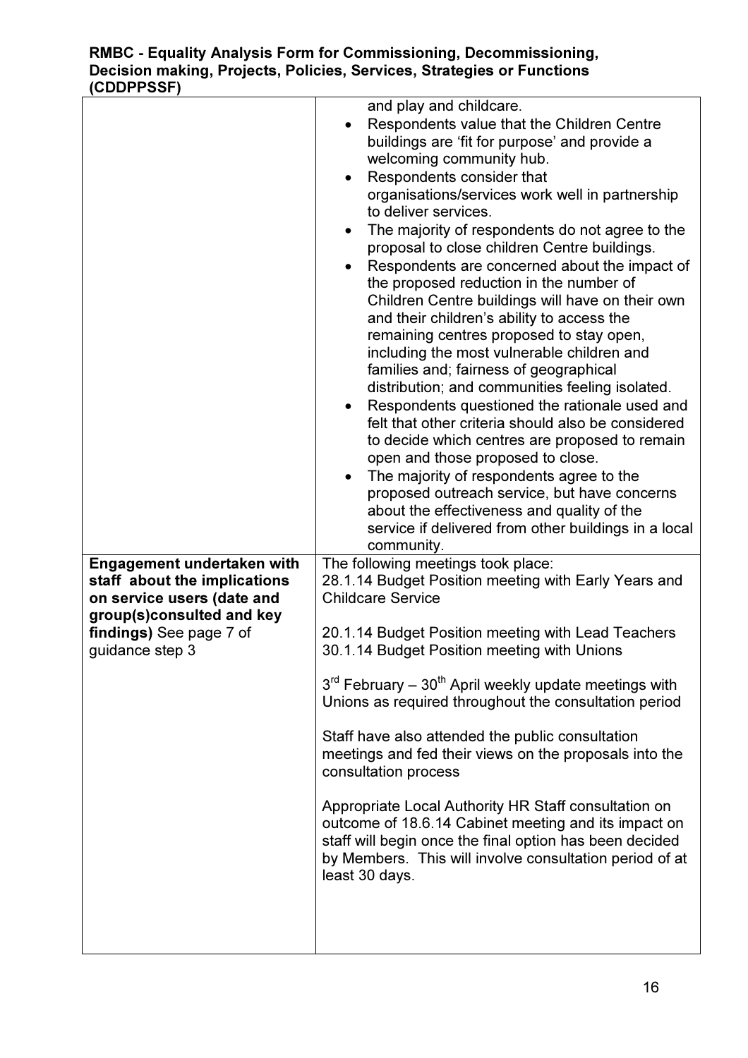| | |
|---|---|
| | and play and childcare.<br>• Respondents value that the Children Centre buildings are 'fit for purpose' and provide a welcoming community hub.<br>• Respondents consider that organisations/services work well in partnership to deliver services.<br>• The majority of respondents do not agree to the proposal to close children Centre buildings.<br>• Respondents are concerned about the impact of the proposed reduction in the number of Children Centre buildings will have on their own and their children's ability to access the remaining centres proposed to stay open, including the most vulnerable children and families and; fairness of geographical distribution; and communities feeling isolated.<br>• Respondents questioned the rationale used and felt that other criteria should also be considered to decide which centres are proposed to remain open and those proposed to close.<br>• The majority of respondents agree to the proposed outreach service, but have concerns about the effectiveness and quality of the service if delivered from other buildings in a local community. |
| **Engagement undertaken with staff about the implications on service users (date and group(s)consulted and key findings)** See page 7 of guidance step 3 | The following meetings took place:<br>28.1.14 Budget Position meeting with Early Years and Childcare Service<br><br>20.1.14 Budget Position meeting with Lead Teachers<br>30.1.14 Budget Position meeting with Unions<br><br>3rd February – 30th April weekly update meetings with Unions as required throughout the consultation period<br><br>Staff have also attended the public consultation meetings and fed their views on the proposals into the consultation process<br><br>Appropriate Local Authority HR Staff consultation on outcome of 18.6.14 Cabinet meeting and its impact on staff will begin once the final option has been decided by Members. This will involve consultation period of at least 30 days. |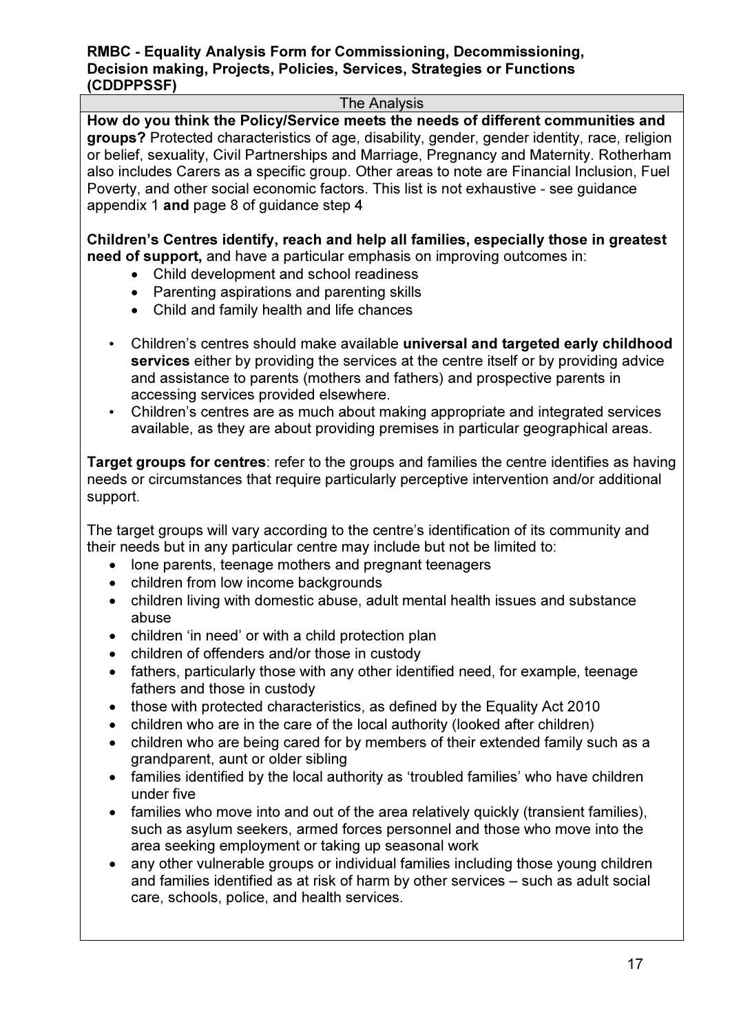**RMBC - Equality Analysis Form for Commissioning, Decommissioning, Decision making, Projects, Policies, Services, Strategies or Functions (CDDPPSSF)**

| The Analysis |
|---|

**How do you think the Policy/Service meets the needs of different communities and groups?** Protected characteristics of age, disability, gender, gender identity, race, religion or belief, sexuality, Civil Partnerships and Marriage, Pregnancy and Maternity. Rotherham also includes Carers as a specific group. Other areas to note are Financial Inclusion, Fuel Poverty, and other social economic factors. This list is not exhaustive - see guidance appendix 1 **and** page 8 of guidance step 4

**Children's Centres identify, reach and help all families, especially those in greatest need of support,** and have a particular emphasis on improving outcomes in:

- Child development and school readiness
- Parenting aspirations and parenting skills
- Child and family health and life chances

- Children's centres should make available **universal and targeted early childhood services** either by providing the services at the centre itself or by providing advice and assistance to parents (mothers and fathers) and prospective parents in accessing services provided elsewhere.
- Children's centres are as much about making appropriate and integrated services available, as they are about providing premises in particular geographical areas.

**Target groups for centres**: refer to the groups and families the centre identifies as having needs or circumstances that require particularly perceptive intervention and/or additional support.

The target groups will vary according to the centre's identification of its community and their needs but in any particular centre may include but not be limited to:

- lone parents, teenage mothers and pregnant teenagers
- children from low income backgrounds
- children living with domestic abuse, adult mental health issues and substance abuse
- children 'in need' or with a child protection plan
- children of offenders and/or those in custody
- fathers, particularly those with any other identified need, for example, teenage fathers and those in custody
- those with protected characteristics, as defined by the Equality Act 2010
- children who are in the care of the local authority (looked after children)
- children who are being cared for by members of their extended family such as a grandparent, aunt or older sibling
- families identified by the local authority as 'troubled families' who have children under five
- families who move into and out of the area relatively quickly (transient families), such as asylum seekers, armed forces personnel and those who move into the area seeking employment or taking up seasonal work
- any other vulnerable groups or individual families including those young children and families identified as at risk of harm by other services – such as adult social care, schools, police, and health services.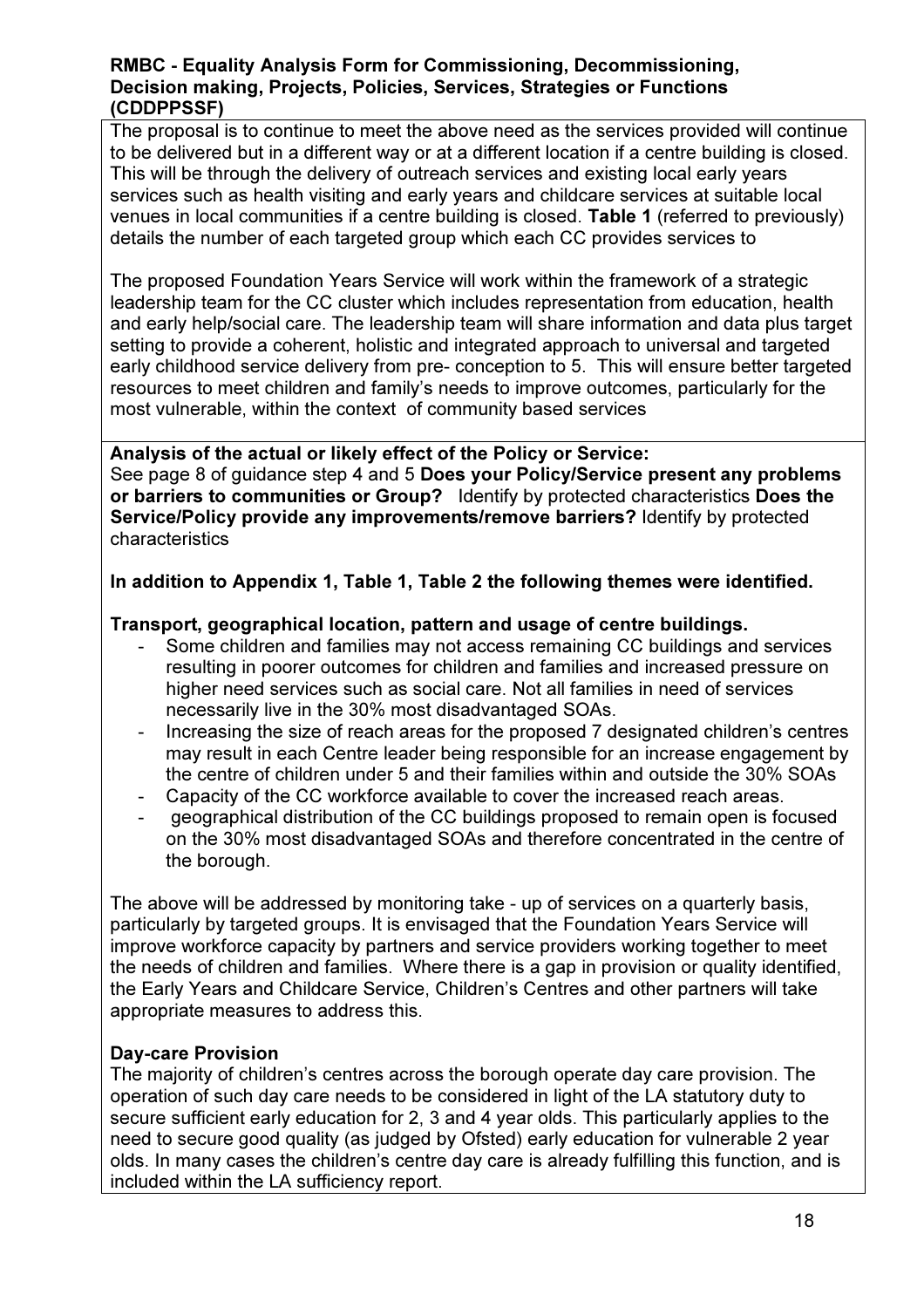**RMBC - Equality Analysis Form for Commissioning, Decommissioning, Decision making, Projects, Policies, Services, Strategies or Functions (CDDPPSSF)**

The proposal is to continue to meet the above need as the services provided will continue to be delivered but in a different way or at a different location if a centre building is closed. This will be through the delivery of outreach services and existing local early years services such as health visiting and early years and childcare services at suitable local venues in local communities if a centre building is closed. **Table 1** (referred to previously) details the number of each targeted group which each CC provides services to

The proposed Foundation Years Service will work within the framework of a strategic leadership team for the CC cluster which includes representation from education, health and early help/social care. The leadership team will share information and data plus target setting to provide a coherent, holistic and integrated approach to universal and targeted early childhood service delivery from pre- conception to 5. This will ensure better targeted resources to meet children and family's needs to improve outcomes, particularly for the most vulnerable, within the context of community based services

**Analysis of the actual or likely effect of the Policy or Service:**
See page 8 of guidance step 4 and 5 **Does your Policy/Service present any problems or barriers to communities or Group?** Identify by protected characteristics **Does the Service/Policy provide any improvements/remove barriers?** Identify by protected characteristics

**In addition to Appendix 1, Table 1, Table 2 the following themes were identified.**

**Transport, geographical location, pattern and usage of centre buildings.**

- Some children and families may not access remaining CC buildings and services resulting in poorer outcomes for children and families and increased pressure on higher need services such as social care. Not all families in need of services necessarily live in the 30% most disadvantaged SOAs.
- Increasing the size of reach areas for the proposed 7 designated children's centres may result in each Centre leader being responsible for an increase engagement by the centre of children under 5 and their families within and outside the 30% SOAs
- Capacity of the CC workforce available to cover the increased reach areas.
- geographical distribution of the CC buildings proposed to remain open is focused on the 30% most disadvantaged SOAs and therefore concentrated in the centre of the borough.

The above will be addressed by monitoring take - up of services on a quarterly basis, particularly by targeted groups. It is envisaged that the Foundation Years Service will improve workforce capacity by partners and service providers working together to meet the needs of children and families. Where there is a gap in provision or quality identified, the Early Years and Childcare Service, Children's Centres and other partners will take appropriate measures to address this.

**Day-care Provision**
The majority of children's centres across the borough operate day care provision. The operation of such day care needs to be considered in light of the LA statutory duty to secure sufficient early education for 2, 3 and 4 year olds. This particularly applies to the need to secure good quality (as judged by Ofsted) early education for vulnerable 2 year olds. In many cases the children's centre day care is already fulfilling this function, and is included within the LA sufficiency report.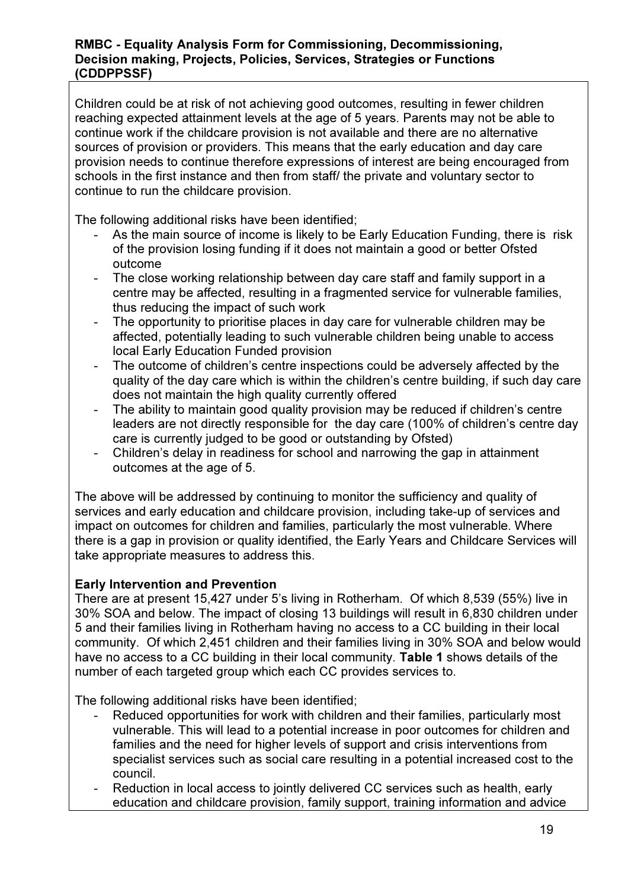Children could be at risk of not achieving good outcomes, resulting in fewer children reaching expected attainment levels at the age of 5 years. Parents may not be able to continue work if the childcare provision is not available and there are no alternative sources of provision or providers. This means that the early education and day care provision needs to continue therefore expressions of interest are being encouraged from schools in the first instance and then from staff/ the private and voluntary sector to continue to run the childcare provision.

The following additional risks have been identified;

- As the main source of income is likely to be Early Education Funding, there is risk of the provision losing funding if it does not maintain a good or better Ofsted outcome
- The close working relationship between day care staff and family support in a centre may be affected, resulting in a fragmented service for vulnerable families, thus reducing the impact of such work
- The opportunity to prioritise places in day care for vulnerable children may be affected, potentially leading to such vulnerable children being unable to access local Early Education Funded provision
- The outcome of children's centre inspections could be adversely affected by the quality of the day care which is within the children's centre building, if such day care does not maintain the high quality currently offered
- The ability to maintain good quality provision may be reduced if children's centre leaders are not directly responsible for the day care (100% of children's centre day care is currently judged to be good or outstanding by Ofsted)
- Children's delay in readiness for school and narrowing the gap in attainment outcomes at the age of 5.

The above will be addressed by continuing to monitor the sufficiency and quality of services and early education and childcare provision, including take-up of services and impact on outcomes for children and families, particularly the most vulnerable. Where there is a gap in provision or quality identified, the Early Years and Childcare Services will take appropriate measures to address this.

**Early Intervention and Prevention**
There are at present 15,427 under 5's living in Rotherham. Of which 8,539 (55%) live in 30% SOA and below. The impact of closing 13 buildings will result in 6,830 children under 5 and their families living in Rotherham having no access to a CC building in their local community. Of which 2,451 children and their families living in 30% SOA and below would have no access to a CC building in their local community. **Table 1** shows details of the number of each targeted group which each CC provides services to.

The following additional risks have been identified;

- Reduced opportunities for work with children and their families, particularly most vulnerable. This will lead to a potential increase in poor outcomes for children and families and the need for higher levels of support and crisis interventions from specialist services such as social care resulting in a potential increased cost to the council.
- Reduction in local access to jointly delivered CC services such as health, early education and childcare provision, family support, training information and advice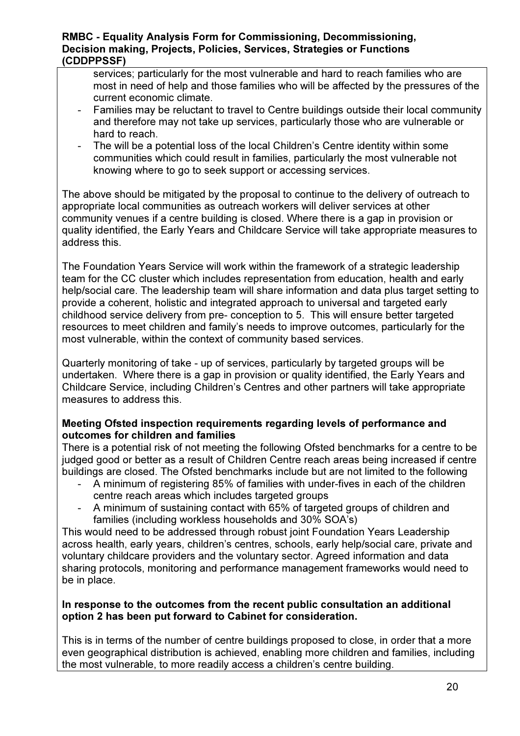services; particularly for the most vulnerable and hard to reach families who are most in need of help and those families who will be affected by the pressures of the current economic climate.
- Families may be reluctant to travel to Centre buildings outside their local community and therefore may not take up services, particularly those who are vulnerable or hard to reach.
- The will be a potential loss of the local Children's Centre identity within some communities which could result in families, particularly the most vulnerable not knowing where to go to seek support or accessing services.

The above should be mitigated by the proposal to continue to the delivery of outreach to appropriate local communities as outreach workers will deliver services at other community venues if a centre building is closed. Where there is a gap in provision or quality identified, the Early Years and Childcare Service will take appropriate measures to address this.

The Foundation Years Service will work within the framework of a strategic leadership team for the CC cluster which includes representation from education, health and early help/social care. The leadership team will share information and data plus target setting to provide a coherent, holistic and integrated approach to universal and targeted early childhood service delivery from pre- conception to 5. This will ensure better targeted resources to meet children and family's needs to improve outcomes, particularly for the most vulnerable, within the context of community based services.

Quarterly monitoring of take - up of services, particularly by targeted groups will be undertaken. Where there is a gap in provision or quality identified, the Early Years and Childcare Service, including Children's Centres and other partners will take appropriate measures to address this.

**Meeting Ofsted inspection requirements regarding levels of performance and outcomes for children and families**

There is a potential risk of not meeting the following Ofsted benchmarks for a centre to be judged good or better as a result of Children Centre reach areas being increased if centre buildings are closed. The Ofsted benchmarks include but are not limited to the following

- A minimum of registering 85% of families with under-fives in each of the children centre reach areas which includes targeted groups
- A minimum of sustaining contact with 65% of targeted groups of children and families (including workless households and 30% SOA's)

This would need to be addressed through robust joint Foundation Years Leadership across health, early years, children's centres, schools, early help/social care, private and voluntary childcare providers and the voluntary sector. Agreed information and data sharing protocols, monitoring and performance management frameworks would need to be in place.

**In response to the outcomes from the recent public consultation an additional option 2 has been put forward to Cabinet for consideration.**

This is in terms of the number of centre buildings proposed to close, in order that a more even geographical distribution is achieved, enabling more children and families, including the most vulnerable, to more readily access a children's centre building.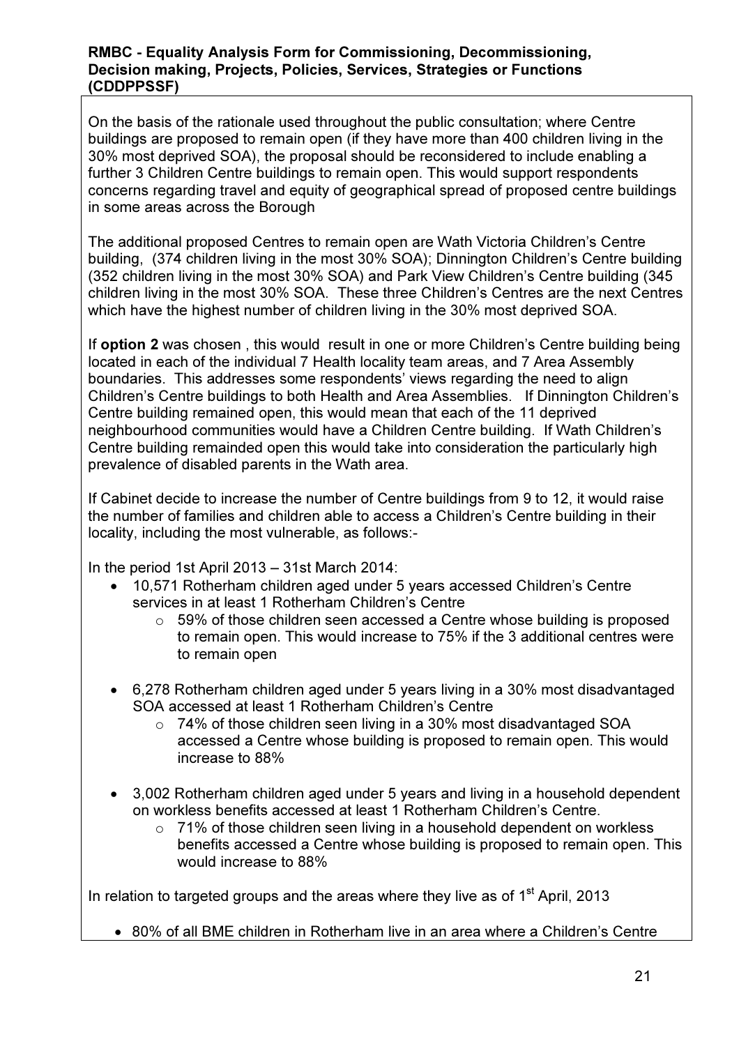On the basis of the rationale used throughout the public consultation; where Centre buildings are proposed to remain open (if they have more than 400 children living in the 30% most deprived SOA), the proposal should be reconsidered to include enabling a further 3 Children Centre buildings to remain open. This would support respondents concerns regarding travel and equity of geographical spread of proposed centre buildings in some areas across the Borough

The additional proposed Centres to remain open are Wath Victoria Children's Centre building, (374 children living in the most 30% SOA); Dinnington Children's Centre building (352 children living in the most 30% SOA) and Park View Children's Centre building (345 children living in the most 30% SOA. These three Children's Centres are the next Centres which have the highest number of children living in the 30% most deprived SOA.

If **option 2** was chosen , this would result in one or more Children's Centre building being located in each of the individual 7 Health locality team areas, and 7 Area Assembly boundaries. This addresses some respondents' views regarding the need to align Children's Centre buildings to both Health and Area Assemblies. If Dinnington Children's Centre building remained open, this would mean that each of the 11 deprived neighbourhood communities would have a Children Centre building. If Wath Children's Centre building remainded open this would take into consideration the particularly high prevalence of disabled parents in the Wath area.

If Cabinet decide to increase the number of Centre buildings from 9 to 12, it would raise the number of families and children able to access a Children's Centre building in their locality, including the most vulnerable, as follows:-

In the period 1st April 2013 – 31st March 2014:

- 10,571 Rotherham children aged under 5 years accessed Children's Centre services in at least 1 Rotherham Children's Centre
  - 59% of those children seen accessed a Centre whose building is proposed to remain open. This would increase to 75% if the 3 additional centres were to remain open
- 6,278 Rotherham children aged under 5 years living in a 30% most disadvantaged SOA accessed at least 1 Rotherham Children's Centre
  - 74% of those children seen living in a 30% most disadvantaged SOA accessed a Centre whose building is proposed to remain open. This would increase to 88%
- 3,002 Rotherham children aged under 5 years and living in a household dependent on workless benefits accessed at least 1 Rotherham Children's Centre.
  - 71% of those children seen living in a household dependent on workless benefits accessed a Centre whose building is proposed to remain open. This would increase to 88%

In relation to targeted groups and the areas where they live as of 1st April, 2013

- 80% of all BME children in Rotherham live in an area where a Children's Centre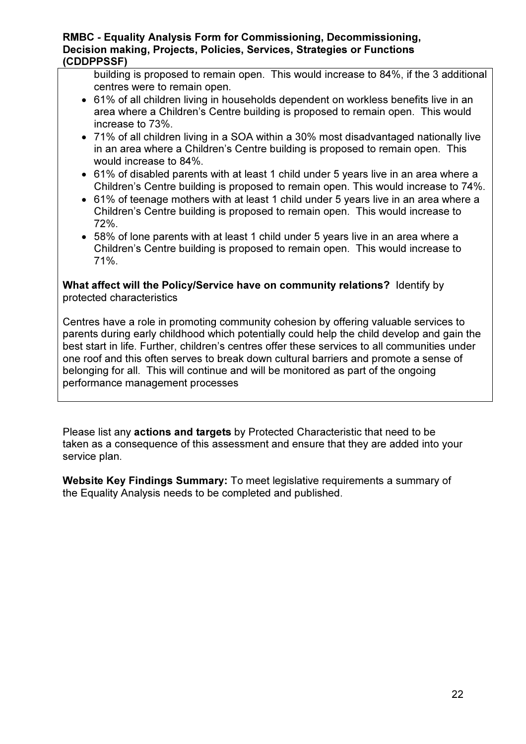building is proposed to remain open. This would increase to 84%, if the 3 additional centres were to remain open.

- 61% of all children living in households dependent on workless benefits live in an area where a Children's Centre building is proposed to remain open. This would increase to 73%.
- 71% of all children living in a SOA within a 30% most disadvantaged nationally live in an area where a Children's Centre building is proposed to remain open. This would increase to 84%.
- 61% of disabled parents with at least 1 child under 5 years live in an area where a Children's Centre building is proposed to remain open. This would increase to 74%.
- 61% of teenage mothers with at least 1 child under 5 years live in an area where a Children's Centre building is proposed to remain open. This would increase to 72%.
- 58% of lone parents with at least 1 child under 5 years live in an area where a Children's Centre building is proposed to remain open. This would increase to 71%.

**What affect will the Policy/Service have on community relations?** Identify by protected characteristics

Centres have a role in promoting community cohesion by offering valuable services to parents during early childhood which potentially could help the child develop and gain the best start in life. Further, children's centres offer these services to all communities under one roof and this often serves to break down cultural barriers and promote a sense of belonging for all. This will continue and will be monitored as part of the ongoing performance management processes

Please list any **actions and targets** by Protected Characteristic that need to be taken as a consequence of this assessment and ensure that they are added into your service plan.

**Website Key Findings Summary:** To meet legislative requirements a summary of the Equality Analysis needs to be completed and published.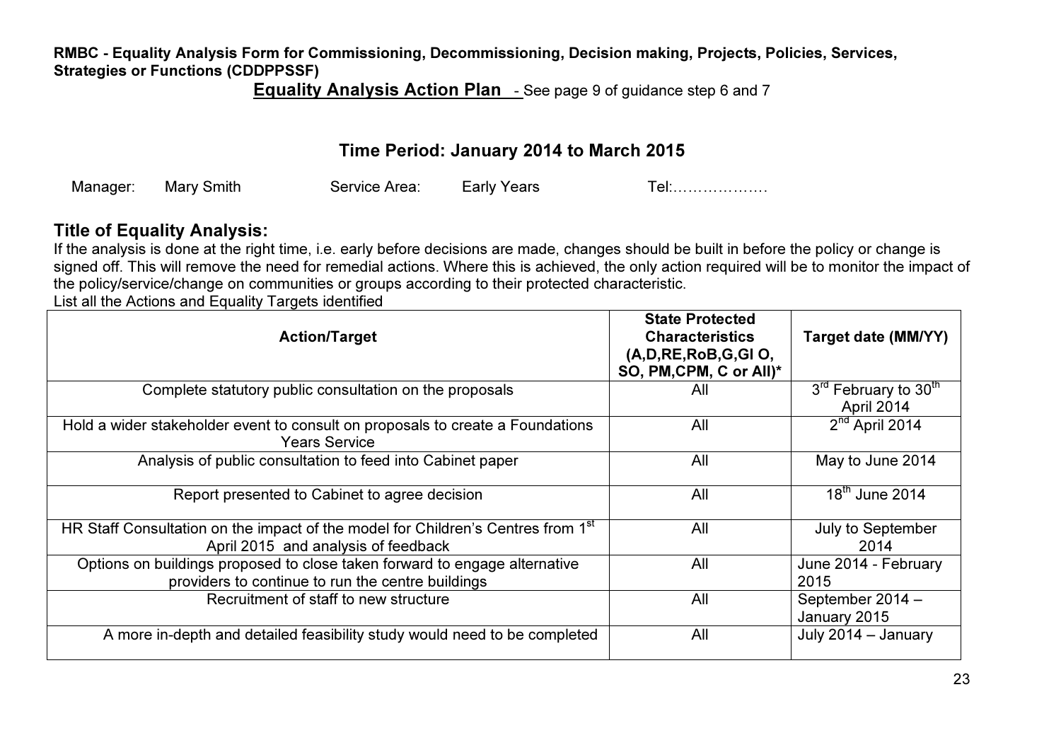**RMBC - Equality Analysis Form for Commissioning, Decommissioning, Decision making, Projects, Policies, Services, Strategies or Functions (CDDPPSSF)**

**Equality Analysis Action Plan** - See page 9 of guidance step 6 and 7

## Time Period: January 2014 to March 2015

Manager: Mary Smith    Service Area: Early Years    Tel:………………

## Title of Equality Analysis:

If the analysis is done at the right time, i.e. early before decisions are made, changes should be built in before the policy or change is signed off. This will remove the need for remedial actions. Where this is achieved, the only action required will be to monitor the impact of the policy/service/change on communities or groups according to their protected characteristic.

List all the Actions and Equality Targets identified

| Action/Target | State Protected Characteristics (A,D,RE,RoB,G,GI O, SO, PM,CPM, C or All)* | Target date (MM/YY) |
|---|---|---|
| Complete statutory public consultation on the proposals | All | 3rd February to 30th April 2014 |
| Hold a wider stakeholder event to consult on proposals to create a Foundations Years Service | All | 2nd April 2014 |
| Analysis of public consultation to feed into Cabinet paper | All | May to June 2014 |
| Report presented to Cabinet to agree decision | All | 18th June 2014 |
| HR Staff Consultation on the impact of the model for Children's Centres from 1st April 2015 and analysis of feedback | All | July to September 2014 |
| Options on buildings proposed to close taken forward to engage alternative providers to continue to run the centre buildings | All | June 2014 - February 2015 |
| Recruitment of staff to new structure | All | September 2014 – January 2015 |
| A more in-depth and detailed feasibility study would need to be completed | All | July 2014 – January |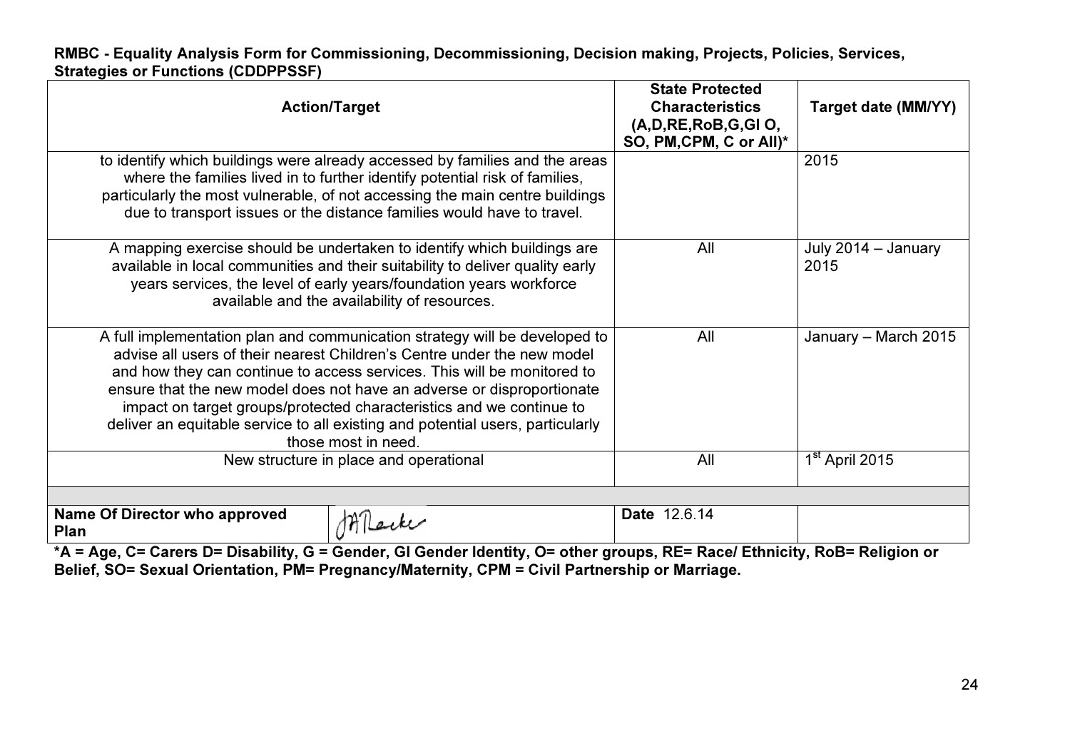**RMBC - Equality Analysis Form for Commissioning, Decommissioning, Decision making, Projects, Policies, Services, Strategies or Functions (CDDPPSSF)**

| Action/Target | State Protected Characteristics (A,D,RE,RoB,G,GI O, SO, PM,CPM, C or All)* | Target date (MM/YY) |
|---|---|---|
| to identify which buildings were already accessed by families and the areas where the families lived in to further identify potential risk of families, particularly the most vulnerable, of not accessing the main centre buildings due to transport issues or the distance families would have to travel. | | 2015 |
| A mapping exercise should be undertaken to identify which buildings are available in local communities and their suitability to deliver quality early years services, the level of early years/foundation years workforce available and the availability of resources. | All | July 2014 – January 2015 |
| A full implementation plan and communication strategy will be developed to advise all users of their nearest Children's Centre under the new model and how they can continue to access services. This will be monitored to ensure that the new model does not have an adverse or disproportionate impact on target groups/protected characteristics and we continue to deliver an equitable service to all existing and potential users, particularly those most in need. | All | January – March 2015 |
| New structure in place and operational | All | 1st April 2015 |

| | | | |
|---|---|---|---|
| **Name Of Director who approved Plan** | JA Lacke | **Date** 12.6.14 | |

***A = Age, C= Carers D= Disability, G = Gender, GI Gender Identity, O= other groups, RE= Race/ Ethnicity, RoB= Religion or Belief, SO= Sexual Orientation, PM= Pregnancy/Maternity, CPM = Civil Partnership or Marriage.**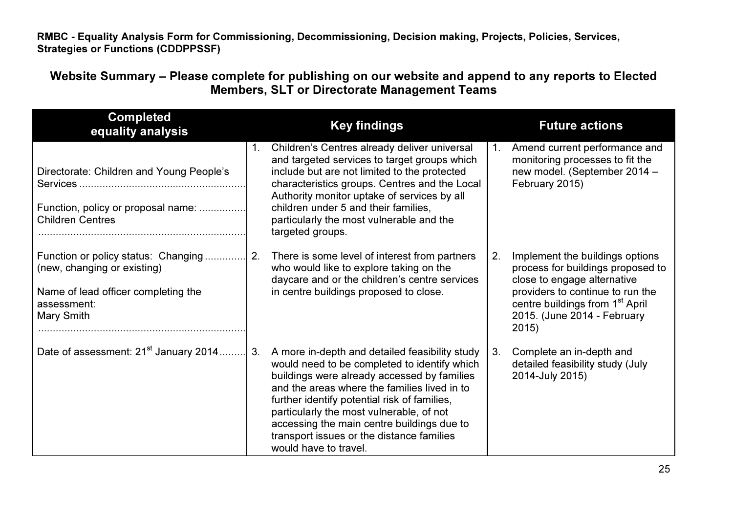**RMBC - Equality Analysis Form for Commissioning, Decommissioning, Decision making, Projects, Policies, Services, Strategies or Functions (CDDPPSSF)**

## Website Summary – Please complete for publishing on our website and append to any reports to Elected Members, SLT or Directorate Management Teams

| Completed equality analysis | Key findings | Future actions |
|---|---|---|
| Directorate: Children and Young People's Services<br><br>Function, policy or proposal name: Children Centres | 1. Children's Centres already deliver universal and targeted services to target groups which include but are not limited to the protected characteristics groups. Centres and the Local Authority monitor uptake of services by all children under 5 and their families, particularly the most vulnerable and the targeted groups. | 1. Amend current performance and monitoring processes to fit the new model. (September 2014 – February 2015) |
| Function or policy status: Changing (new, changing or existing)<br><br>Name of lead officer completing the assessment: Mary Smith | 2. There is some level of interest from partners who would like to explore taking on the daycare and or the children's centre services in centre buildings proposed to close. | 2. Implement the buildings options process for buildings proposed to close to engage alternative providers to continue to run the centre buildings from 1st April 2015. (June 2014 - February 2015) |
| Date of assessment: 21st January 2014 | 3. A more in-depth and detailed feasibility study would need to be completed to identify which buildings were already accessed by families and the areas where the families lived in to further identify potential risk of families, particularly the most vulnerable, of not accessing the main centre buildings due to transport issues or the distance families would have to travel. | 3. Complete an in-depth and detailed feasibility study (July 2014-July 2015) |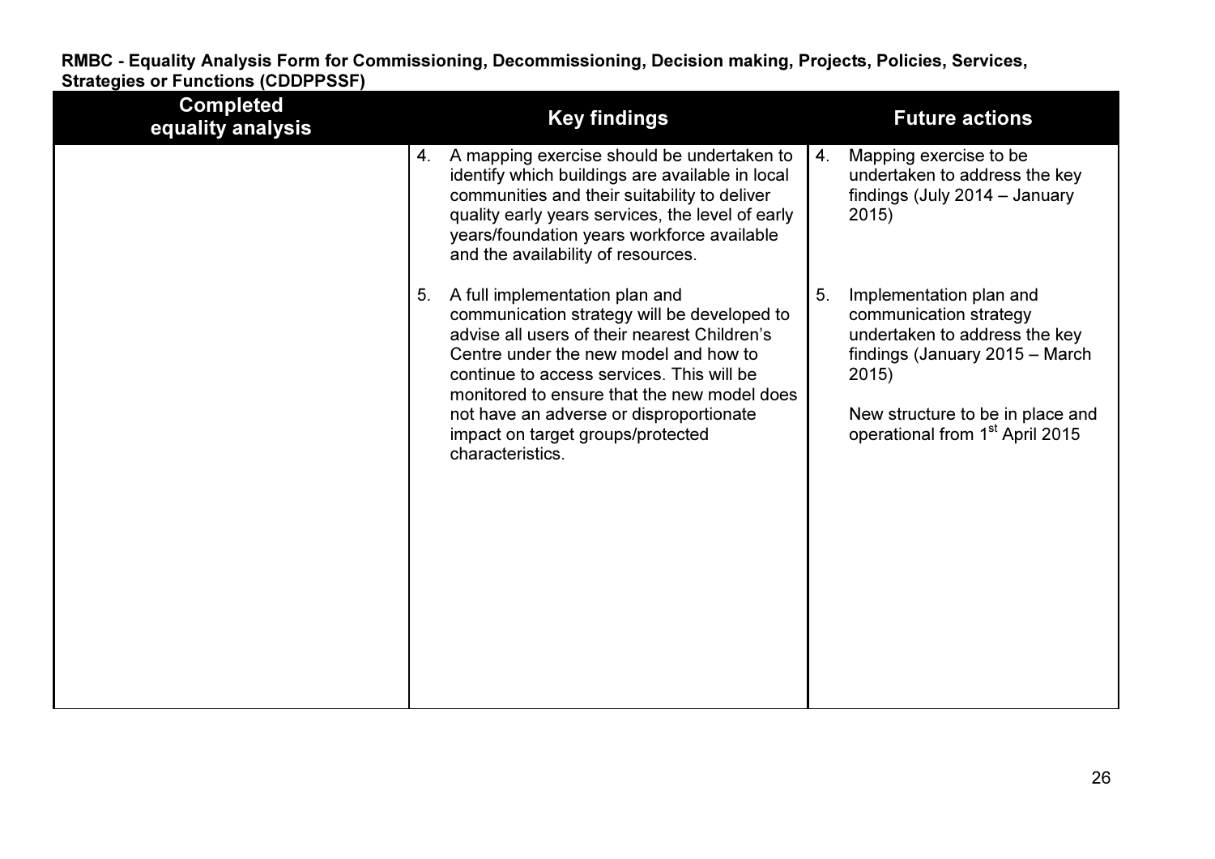**RMBC - Equality Analysis Form for Commissioning, Decommissioning, Decision making, Projects, Policies, Services, Strategies or Functions (CDDPPSSF)**

| Completed equality analysis | Key findings | Future actions |
|---|---|---|
| | 4. A mapping exercise should be undertaken to identify which buildings are available in local communities and their suitability to deliver quality early years services, the level of early years/foundation years workforce available and the availability of resources. | 4. Mapping exercise to be undertaken to address the key findings (July 2014 – January 2015) |
| | 5. A full implementation plan and communication strategy will be developed to advise all users of their nearest Children's Centre under the new model and how to continue to access services. This will be monitored to ensure that the new model does not have an adverse or disproportionate impact on target groups/protected characteristics. | 5. Implementation plan and communication strategy undertaken to address the key findings (January 2015 – March 2015)<br><br>New structure to be in place and operational from 1st April 2015 |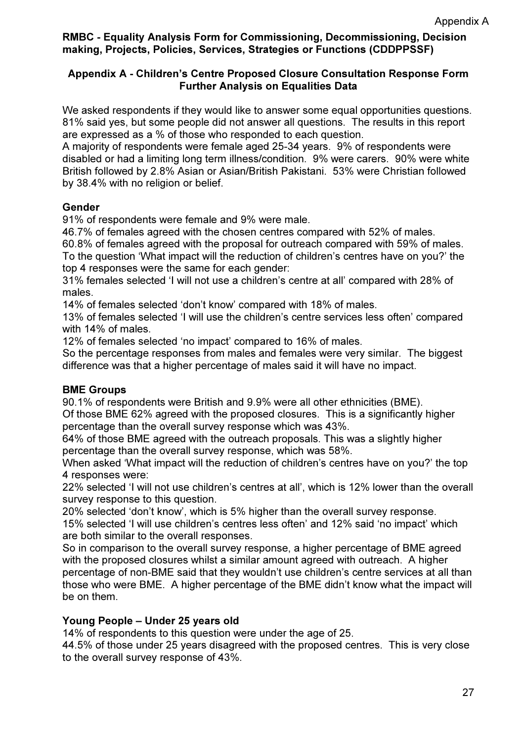**RMBC - Equality Analysis Form for Commissioning, Decommissioning, Decision making, Projects, Policies, Services, Strategies or Functions (CDDPPSSF)**

**Appendix A - Children's Centre Proposed Closure Consultation Response Form Further Analysis on Equalities Data**

We asked respondents if they would like to answer some equal opportunities questions. 81% said yes, but some people did not answer all questions. The results in this report are expressed as a % of those who responded to each question.
A majority of respondents were female aged 25-34 years. 9% of respondents were disabled or had a limiting long term illness/condition. 9% were carers. 90% were white British followed by 2.8% Asian or Asian/British Pakistani. 53% were Christian followed by 38.4% with no religion or belief.

**Gender**
91% of respondents were female and 9% were male.
46.7% of females agreed with the chosen centres compared with 52% of males.
60.8% of females agreed with the proposal for outreach compared with 59% of males.
To the question 'What impact will the reduction of children's centres have on you?' the top 4 responses were the same for each gender:
31% females selected 'I will not use a children's centre at all' compared with 28% of males.
14% of females selected 'don't know' compared with 18% of males.
13% of females selected 'I will use the children's centre services less often' compared with 14% of males.
12% of females selected 'no impact' compared to 16% of males.
So the percentage responses from males and females were very similar. The biggest difference was that a higher percentage of males said it will have no impact.

**BME Groups**
90.1% of respondents were British and 9.9% were all other ethnicities (BME).
Of those BME 62% agreed with the proposed closures. This is a significantly higher percentage than the overall survey response which was 43%.
64% of those BME agreed with the outreach proposals. This was a slightly higher percentage than the overall survey response, which was 58%.
When asked 'What impact will the reduction of children's centres have on you?' the top 4 responses were:
22% selected 'I will not use children's centres at all', which is 12% lower than the overall survey response to this question.
20% selected 'don't know', which is 5% higher than the overall survey response.
15% selected 'I will use children's centres less often' and 12% said 'no impact' which are both similar to the overall responses.
So in comparison to the overall survey response, a higher percentage of BME agreed with the proposed closures whilst a similar amount agreed with outreach. A higher percentage of non-BME said that they wouldn't use children's centre services at all than those who were BME. A higher percentage of the BME didn't know what the impact will be on them.

**Young People – Under 25 years old**
14% of respondents to this question were under the age of 25.
44.5% of those under 25 years disagreed with the proposed centres. This is very close to the overall survey response of 43%.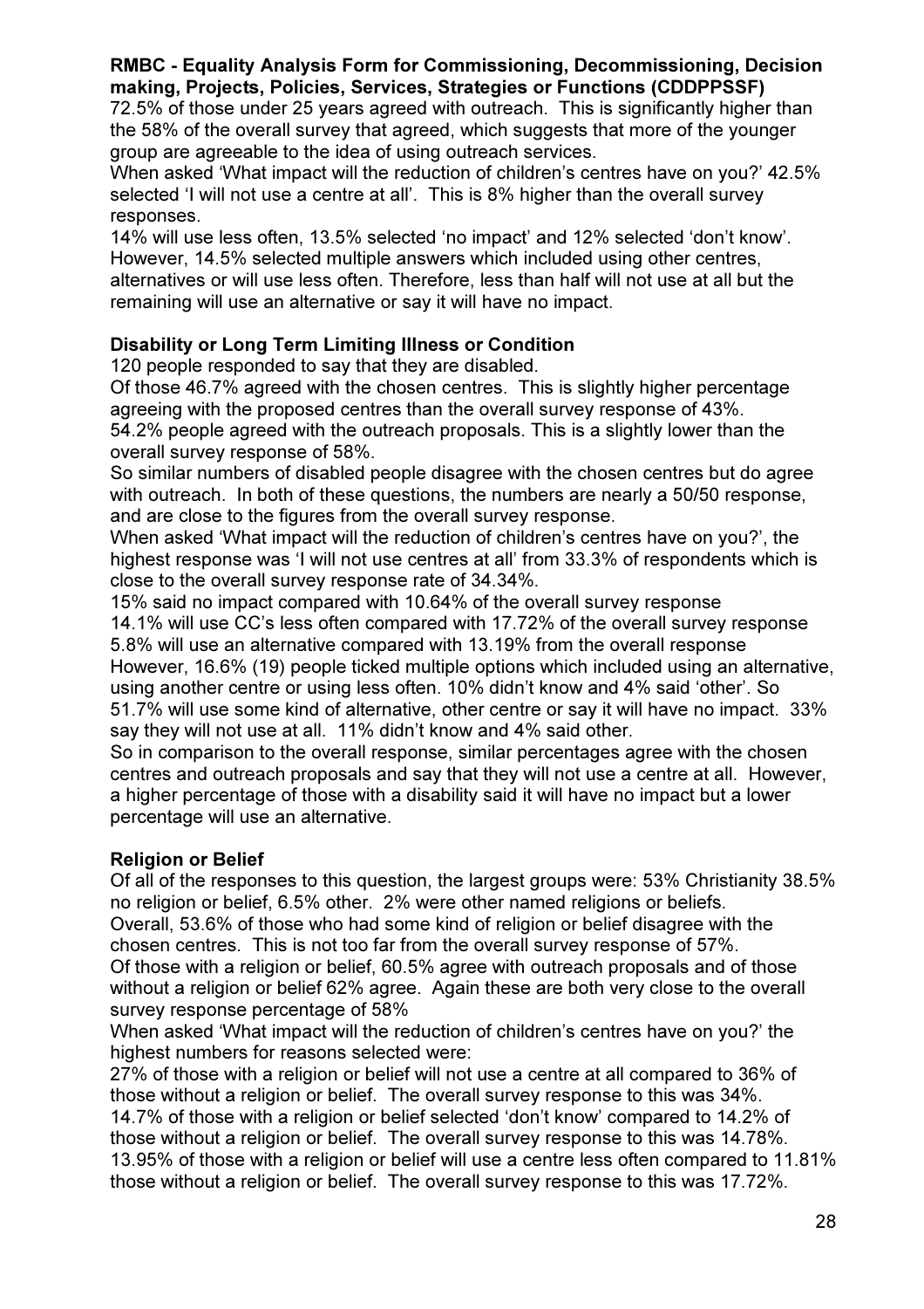**RMBC - Equality Analysis Form for Commissioning, Decommissioning, Decision making, Projects, Policies, Services, Strategies or Functions (CDDPPSSF)**

72.5% of those under 25 years agreed with outreach. This is significantly higher than the 58% of the overall survey that agreed, which suggests that more of the younger group are agreeable to the idea of using outreach services.

When asked 'What impact will the reduction of children's centres have on you?' 42.5% selected 'I will not use a centre at all'. This is 8% higher than the overall survey responses.

14% will use less often, 13.5% selected 'no impact' and 12% selected 'don't know'. However, 14.5% selected multiple answers which included using other centres, alternatives or will use less often. Therefore, less than half will not use at all but the remaining will use an alternative or say it will have no impact.

**Disability or Long Term Limiting Illness or Condition**

120 people responded to say that they are disabled.

Of those 46.7% agreed with the chosen centres. This is slightly higher percentage agreeing with the proposed centres than the overall survey response of 43%.

54.2% people agreed with the outreach proposals. This is a slightly lower than the overall survey response of 58%.

So similar numbers of disabled people disagree with the chosen centres but do agree with outreach. In both of these questions, the numbers are nearly a 50/50 response, and are close to the figures from the overall survey response.

When asked 'What impact will the reduction of children's centres have on you?', the highest response was 'I will not use centres at all' from 33.3% of respondents which is close to the overall survey response rate of 34.34%.

15% said no impact compared with 10.64% of the overall survey response

14.1% will use CC's less often compared with 17.72% of the overall survey response

5.8% will use an alternative compared with 13.19% from the overall response

However, 16.6% (19) people ticked multiple options which included using an alternative, using another centre or using less often. 10% didn't know and 4% said 'other'. So 51.7% will use some kind of alternative, other centre or say it will have no impact. 33% say they will not use at all. 11% didn't know and 4% said other.

So in comparison to the overall response, similar percentages agree with the chosen centres and outreach proposals and say that they will not use a centre at all. However, a higher percentage of those with a disability said it will have no impact but a lower percentage will use an alternative.

**Religion or Belief**

Of all of the responses to this question, the largest groups were: 53% Christianity 38.5% no religion or belief, 6.5% other. 2% were other named religions or beliefs.

Overall, 53.6% of those who had some kind of religion or belief disagree with the chosen centres. This is not too far from the overall survey response of 57%.

Of those with a religion or belief, 60.5% agree with outreach proposals and of those without a religion or belief 62% agree. Again these are both very close to the overall survey response percentage of 58%

When asked 'What impact will the reduction of children's centres have on you?' the highest numbers for reasons selected were:

27% of those with a religion or belief will not use a centre at all compared to 36% of those without a religion or belief. The overall survey response to this was 34%.

14.7% of those with a religion or belief selected 'don't know' compared to 14.2% of those without a religion or belief. The overall survey response to this was 14.78%.

13.95% of those with a religion or belief will use a centre less often compared to 11.81% those without a religion or belief. The overall survey response to this was 17.72%.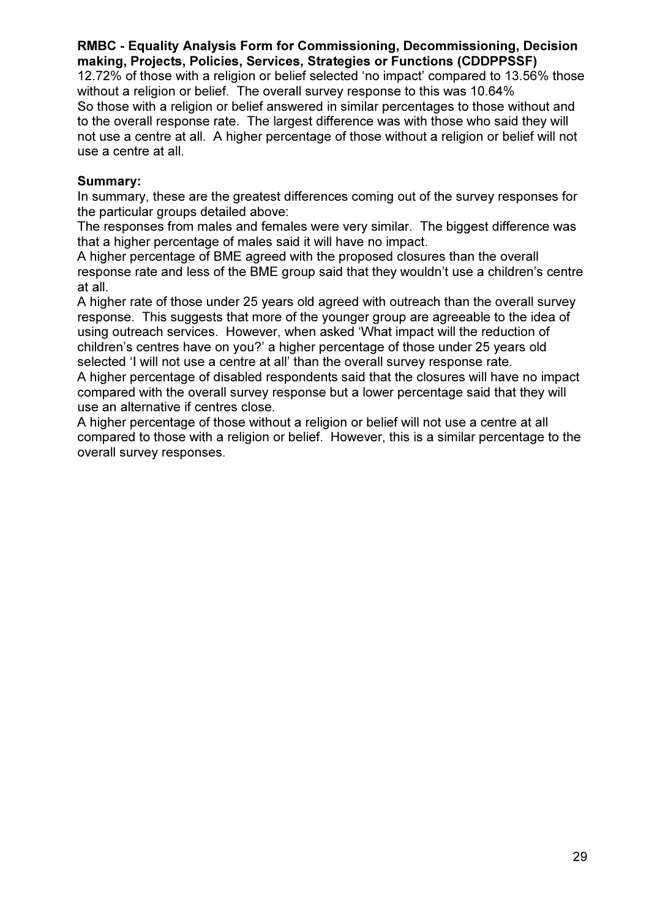12.72% of those with a religion or belief selected 'no impact' compared to 13.56% those without a religion or belief. The overall survey response to this was 10.64%

So those with a religion or belief answered in similar percentages to those without and to the overall response rate. The largest difference was with those who said they will not use a centre at all. A higher percentage of those without a religion or belief will not use a centre at all.

**Summary:**

In summary, these are the greatest differences coming out of the survey responses for the particular groups detailed above:

The responses from males and females were very similar. The biggest difference was that a higher percentage of males said it will have no impact.

A higher percentage of BME agreed with the proposed closures than the overall response rate and less of the BME group said that they wouldn't use a children's centre at all.

A higher rate of those under 25 years old agreed with outreach than the overall survey response. This suggests that more of the younger group are agreeable to the idea of using outreach services. However, when asked 'What impact will the reduction of children's centres have on you?' a higher percentage of those under 25 years old selected 'I will not use a centre at all' than the overall survey response rate.

A higher percentage of disabled respondents said that the closures will have no impact compared with the overall survey response but a lower percentage said that they will use an alternative if centres close.

A higher percentage of those without a religion or belief will not use a centre at all compared to those with a religion or belief. However, this is a similar percentage to the overall survey responses.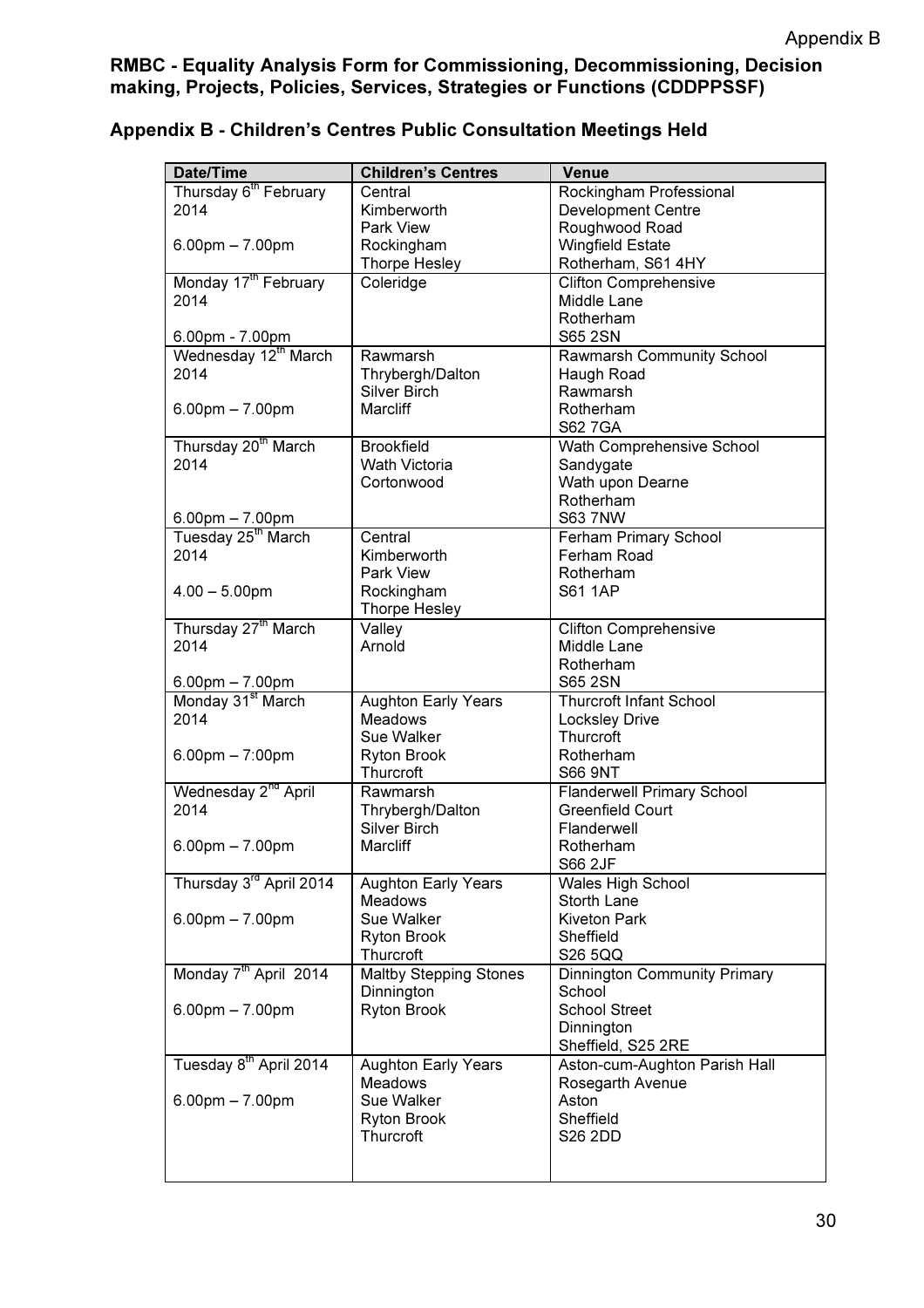Appendix B

**RMBC - Equality Analysis Form for Commissioning, Decommissioning, Decision making, Projects, Policies, Services, Strategies or Functions (CDDPPSSF)**

## Appendix B - Children's Centres Public Consultation Meetings Held

| Date/Time | Children's Centres | Venue |
|---|---|---|
| Thursday 6th February 2014<br><br>6.00pm – 7.00pm | Central<br>Kimberworth<br>Park View<br>Rockingham<br>Thorpe Hesley | Rockingham Professional Development Centre<br>Roughwood Road<br>Wingfield Estate<br>Rotherham, S61 4HY |
| Monday 17th February 2014<br><br>6.00pm - 7.00pm | Coleridge | Clifton Comprehensive<br>Middle Lane<br>Rotherham<br>S65 2SN |
| Wednesday 12th March 2014<br><br>6.00pm – 7.00pm | Rawmarsh<br>Thrybergh/Dalton<br>Silver Birch<br>Marcliff | Rawmarsh Community School<br>Haugh Road<br>Rawmarsh<br>Rotherham<br>S62 7GA |
| Thursday 20th March 2014<br><br>6.00pm – 7.00pm | Brookfield<br>Wath Victoria<br>Cortonwood | Wath Comprehensive School<br>Sandygate<br>Wath upon Dearne<br>Rotherham<br>S63 7NW |
| Tuesday 25th March 2014<br><br>4.00 – 5.00pm | Central<br>Kimberworth<br>Park View<br>Rockingham<br>Thorpe Hesley | Ferham Primary School<br>Ferham Road<br>Rotherham<br>S61 1AP |
| Thursday 27th March 2014<br><br>6.00pm – 7.00pm | Valley<br>Arnold | Clifton Comprehensive<br>Middle Lane<br>Rotherham<br>S65 2SN |
| Monday 31st March 2014<br><br>6.00pm – 7:00pm | Aughton Early Years<br>Meadows<br>Sue Walker<br>Ryton Brook<br>Thurcroft | Thurcroft Infant School<br>Locksley Drive<br>Thurcroft<br>Rotherham<br>S66 9NT |
| Wednesday 2nd April 2014<br><br>6.00pm – 7.00pm | Rawmarsh<br>Thrybergh/Dalton<br>Silver Birch<br>Marcliff | Flanderwell Primary School<br>Greenfield Court<br>Flanderwell<br>Rotherham<br>S66 2JF |
| Thursday 3rd April 2014<br><br>6.00pm – 7.00pm | Aughton Early Years<br>Meadows<br>Sue Walker<br>Ryton Brook<br>Thurcroft | Wales High School<br>Storth Lane<br>Kiveton Park<br>Sheffield<br>S26 5QQ |
| Monday 7th April 2014<br><br>6.00pm – 7.00pm | Maltby Stepping Stones<br>Dinnington<br>Ryton Brook | Dinnington Community Primary School<br>School Street<br>Dinnington<br>Sheffield, S25 2RE |
| Tuesday 8th April 2014<br><br>6.00pm – 7.00pm | Aughton Early Years<br>Meadows<br>Sue Walker<br>Ryton Brook<br>Thurcroft | Aston-cum-Aughton Parish Hall<br>Rosegarth Avenue<br>Aston<br>Sheffield<br>S26 2DD |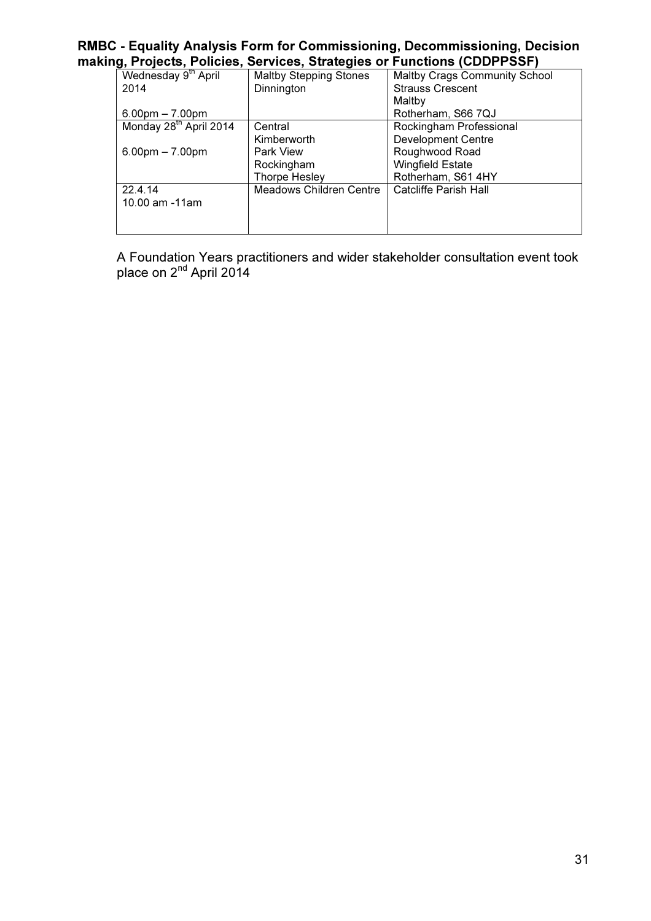| | | |
|---|---|---|
| Wednesday 9th April 2014<br><br>6.00pm – 7.00pm | Maltby Stepping Stones<br>Dinnington | Maltby Crags Community School<br>Strauss Crescent<br>Maltby<br>Rotherham, S66 7QJ |
| Monday 28th April 2014<br><br>6.00pm – 7.00pm | Central<br>Kimberworth<br>Park View<br>Rockingham<br>Thorpe Hesley | Rockingham Professional Development Centre<br>Roughwood Road<br>Wingfield Estate<br>Rotherham, S61 4HY |
| 22.4.14<br>10.00 am -11am | Meadows Children Centre | Catcliffe Parish Hall |

A Foundation Years practitioners and wider stakeholder consultation event took place on 2nd April 2014